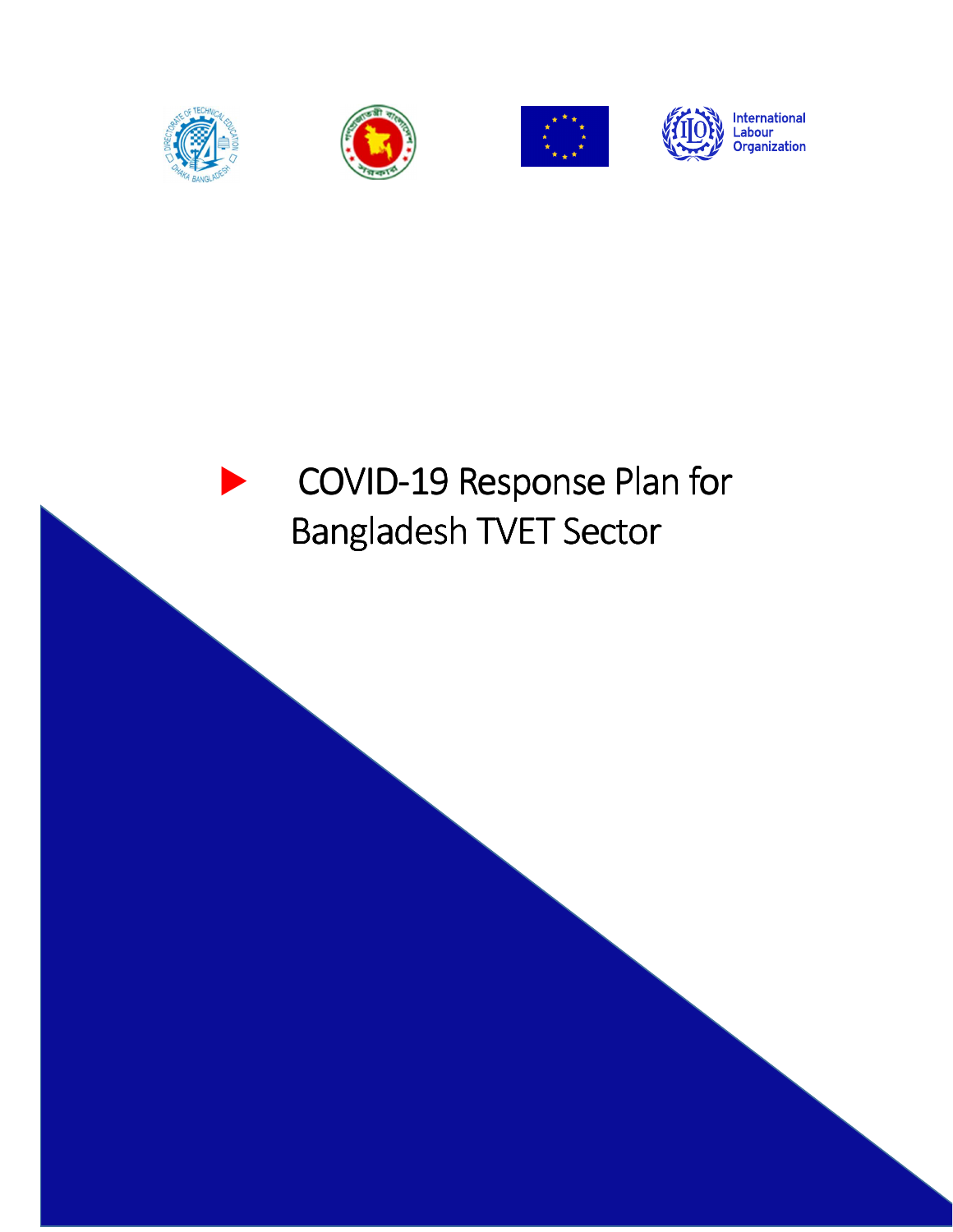International Labour Organization

# COVID-19 Response Plan for Bangladesh TVET Sector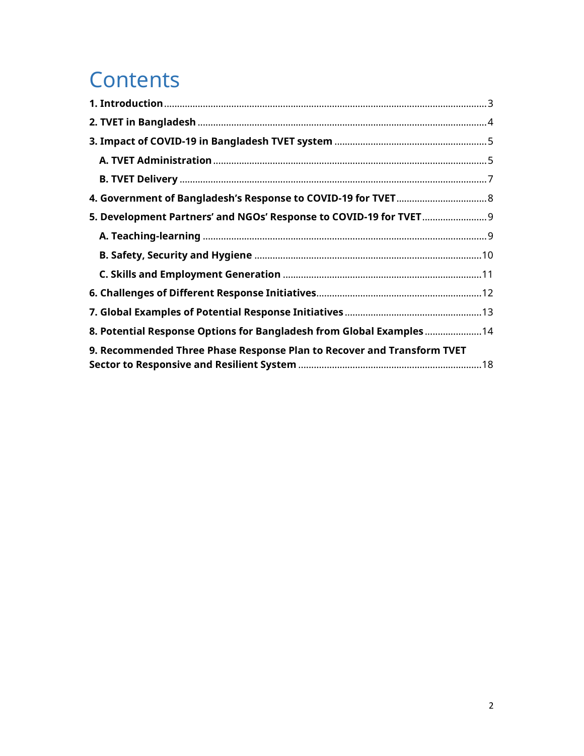# Contents

**1. Introduction** ... 3

**2. TVET in Bangladesh** ... 4

**3. Impact of COVID-19 in Bangladesh TVET system** ... 5

- **A. TVET Administration** ... 5
- **B. TVET Delivery** ... 7

**4. Government of Bangladesh's Response to COVID-19 for TVET** ... 8

**5. Development Partners' and NGOs' Response to COVID-19 for TVET** ... 9

- **A. Teaching-learning** ... 9
- **B. Safety, Security and Hygiene** ... 10
- **C. Skills and Employment Generation** ... 11

**6. Challenges of Different Response Initiatives** ... 12

**7. Global Examples of Potential Response Initiatives** ... 13

**8. Potential Response Options for Bangladesh from Global Examples** ... 14

**9. Recommended Three Phase Response Plan to Recover and Transform TVET Sector to Responsive and Resilient System** ... 18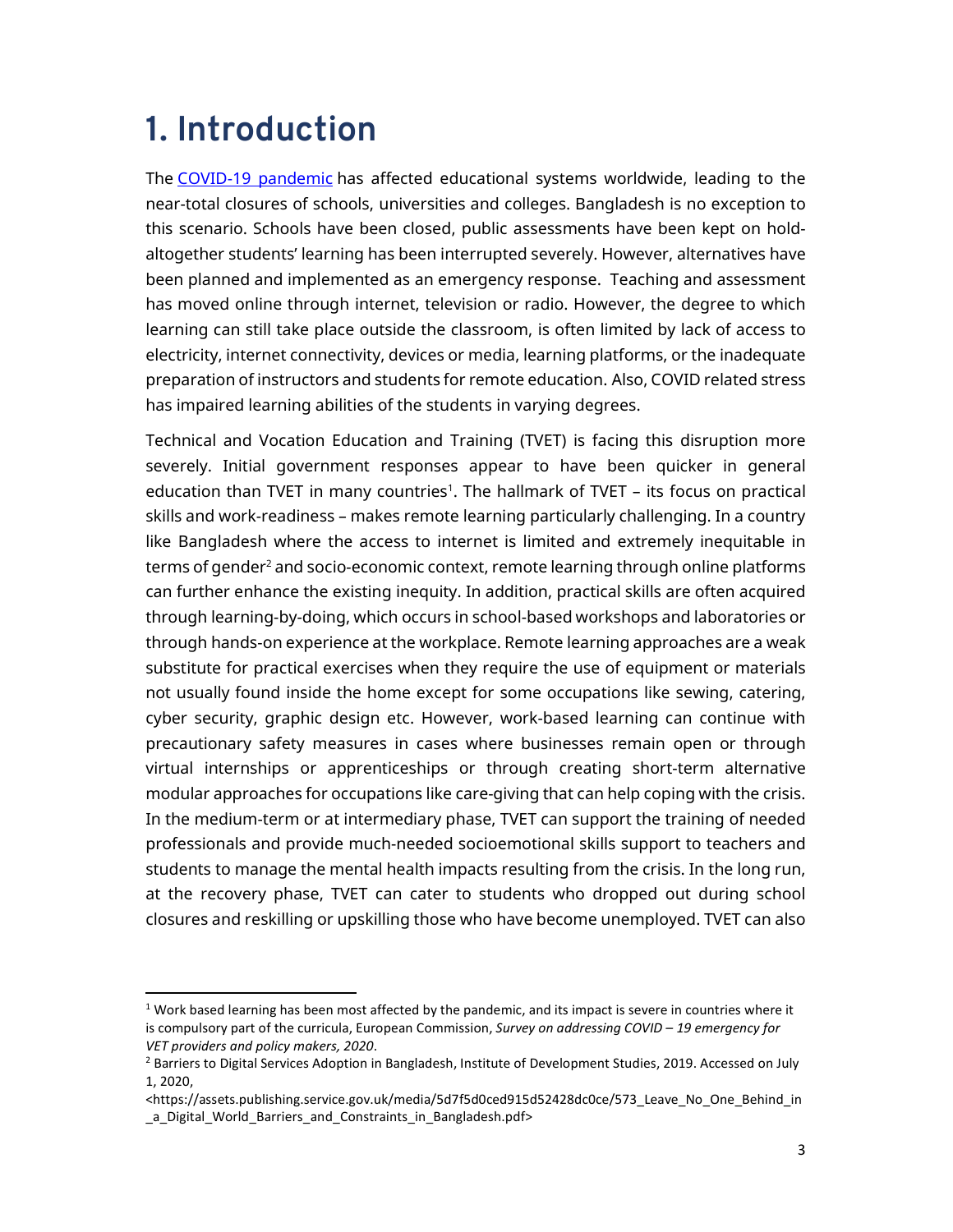# 1. Introduction

The [COVID-19 pandemic](COVID-19 pandemic) has affected educational systems worldwide, leading to the near-total closures of schools, universities and colleges. Bangladesh is no exception to this scenario. Schools have been closed, public assessments have been kept on hold-altogether students' learning has been interrupted severely. However, alternatives have been planned and implemented as an emergency response. Teaching and assessment has moved online through internet, television or radio. However, the degree to which learning can still take place outside the classroom, is often limited by lack of access to electricity, internet connectivity, devices or media, learning platforms, or the inadequate preparation of instructors and students for remote education. Also, COVID related stress has impaired learning abilities of the students in varying degrees.

Technical and Vocation Education and Training (TVET) is facing this disruption more severely. Initial government responses appear to have been quicker in general education than TVET in many countries[1]. The hallmark of TVET – its focus on practical skills and work-readiness – makes remote learning particularly challenging. In a country like Bangladesh where the access to internet is limited and extremely inequitable in terms of gender[2] and socio-economic context, remote learning through online platforms can further enhance the existing inequity. In addition, practical skills are often acquired through learning-by-doing, which occurs in school-based workshops and laboratories or through hands-on experience at the workplace. Remote learning approaches are a weak substitute for practical exercises when they require the use of equipment or materials not usually found inside the home except for some occupations like sewing, catering, cyber security, graphic design etc. However, work-based learning can continue with precautionary safety measures in cases where businesses remain open or through virtual internships or apprenticeships or through creating short-term alternative modular approaches for occupations like care-giving that can help coping with the crisis. In the medium-term or at intermediary phase, TVET can support the training of needed professionals and provide much-needed socioemotional skills support to teachers and students to manage the mental health impacts resulting from the crisis. In the long run, at the recovery phase, TVET can cater to students who dropped out during school closures and reskilling or upskilling those who have become unemployed. TVET can also

---

[1] Work based learning has been most affected by the pandemic, and its impact is severe in countries where it is compulsory part of the curricula, European Commission, *Survey on addressing COVID – 19 emergency for VET providers and policy makers, 2020*.

[2] Barriers to Digital Services Adoption in Bangladesh, Institute of Development Studies, 2019. Accessed on July 1, 2020, <https://assets.publishing.service.gov.uk/media/5d7f5d0ced915d52428dc0ce/573_Leave_No_One_Behind_in_a_Digital_World_Barriers_and_Constraints_in_Bangladesh.pdf>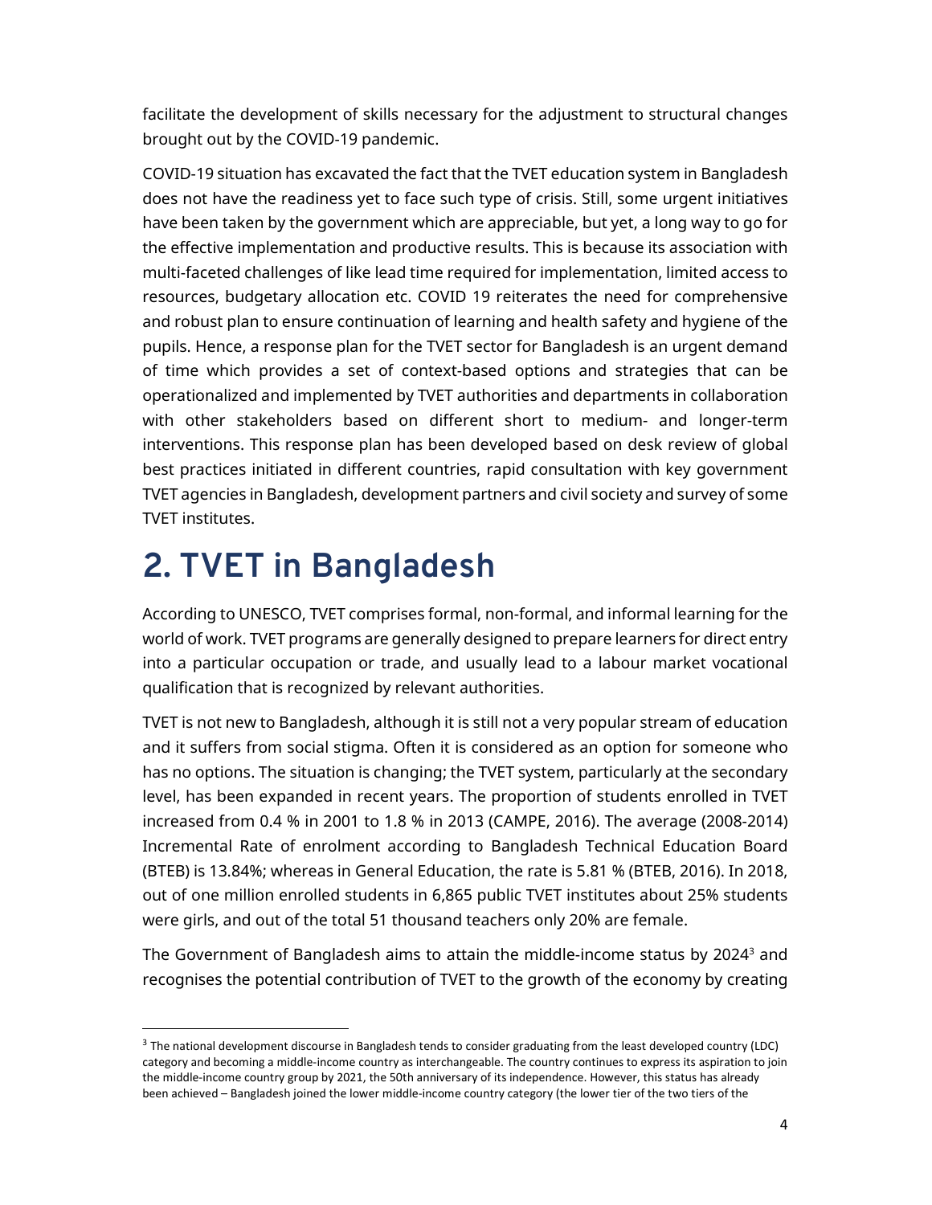facilitate the development of skills necessary for the adjustment to structural changes brought out by the COVID-19 pandemic.

COVID-19 situation has excavated the fact that the TVET education system in Bangladesh does not have the readiness yet to face such type of crisis. Still, some urgent initiatives have been taken by the government which are appreciable, but yet, a long way to go for the effective implementation and productive results. This is because its association with multi-faceted challenges of like lead time required for implementation, limited access to resources, budgetary allocation etc. COVID 19 reiterates the need for comprehensive and robust plan to ensure continuation of learning and health safety and hygiene of the pupils. Hence, a response plan for the TVET sector for Bangladesh is an urgent demand of time which provides a set of context-based options and strategies that can be operationalized and implemented by TVET authorities and departments in collaboration with other stakeholders based on different short to medium- and longer-term interventions. This response plan has been developed based on desk review of global best practices initiated in different countries, rapid consultation with key government TVET agencies in Bangladesh, development partners and civil society and survey of some TVET institutes.

# 2. TVET in Bangladesh

According to UNESCO, TVET comprises formal, non-formal, and informal learning for the world of work. TVET programs are generally designed to prepare learners for direct entry into a particular occupation or trade, and usually lead to a labour market vocational qualification that is recognized by relevant authorities.

TVET is not new to Bangladesh, although it is still not a very popular stream of education and it suffers from social stigma. Often it is considered as an option for someone who has no options. The situation is changing; the TVET system, particularly at the secondary level, has been expanded in recent years. The proportion of students enrolled in TVET increased from 0.4 % in 2001 to 1.8 % in 2013 (CAMPE, 2016). The average (2008-2014) Incremental Rate of enrolment according to Bangladesh Technical Education Board (BTEB) is 13.84%; whereas in General Education, the rate is 5.81 % (BTEB, 2016). In 2018, out of one million enrolled students in 6,865 public TVET institutes about 25% students were girls, and out of the total 51 thousand teachers only 20% are female.

The Government of Bangladesh aims to attain the middle-income status by 2024[3] and recognises the potential contribution of TVET to the growth of the economy by creating

[3] The national development discourse in Bangladesh tends to consider graduating from the least developed country (LDC) category and becoming a middle-income country as interchangeable. The country continues to express its aspiration to join the middle-income country group by 2021, the 50th anniversary of its independence. However, this status has already been achieved – Bangladesh joined the lower middle-income country category (the lower tier of the two tiers of the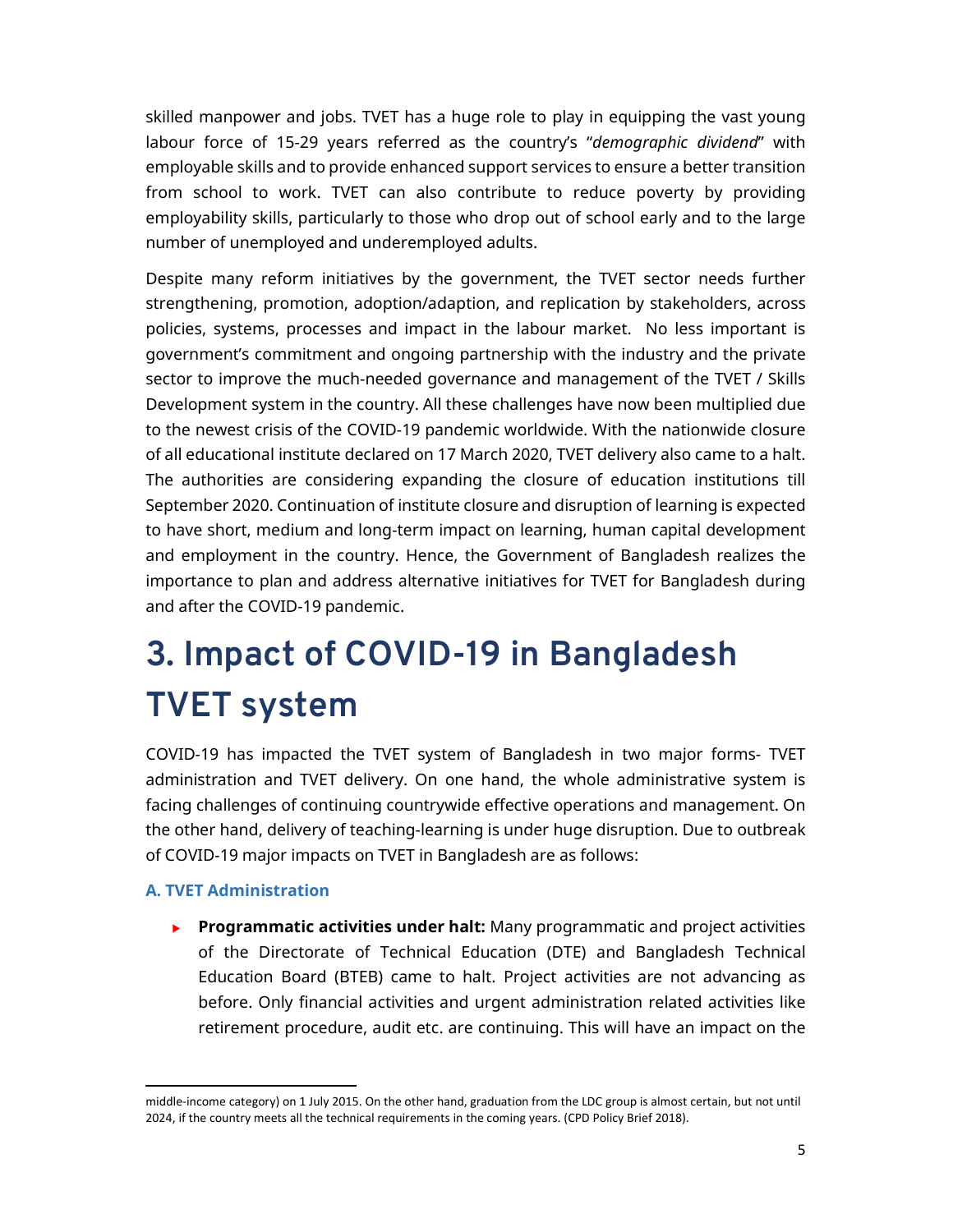skilled manpower and jobs. TVET has a huge role to play in equipping the vast young labour force of 15-29 years referred as the country's "*demographic dividend*" with employable skills and to provide enhanced support services to ensure a better transition from school to work. TVET can also contribute to reduce poverty by providing employability skills, particularly to those who drop out of school early and to the large number of unemployed and underemployed adults.

Despite many reform initiatives by the government, the TVET sector needs further strengthening, promotion, adoption/adaption, and replication by stakeholders, across policies, systems, processes and impact in the labour market. No less important is government's commitment and ongoing partnership with the industry and the private sector to improve the much-needed governance and management of the TVET / Skills Development system in the country. All these challenges have now been multiplied due to the newest crisis of the COVID-19 pandemic worldwide. With the nationwide closure of all educational institute declared on 17 March 2020, TVET delivery also came to a halt. The authorities are considering expanding the closure of education institutions till September 2020. Continuation of institute closure and disruption of learning is expected to have short, medium and long-term impact on learning, human capital development and employment in the country. Hence, the Government of Bangladesh realizes the importance to plan and address alternative initiatives for TVET for Bangladesh during and after the COVID-19 pandemic.

# 3. Impact of COVID-19 in Bangladesh TVET system

COVID-19 has impacted the TVET system of Bangladesh in two major forms- TVET administration and TVET delivery. On one hand, the whole administrative system is facing challenges of continuing countrywide effective operations and management. On the other hand, delivery of teaching-learning is under huge disruption. Due to outbreak of COVID-19 major impacts on TVET in Bangladesh are as follows:

### A. TVET Administration

- **Programmatic activities under halt:** Many programmatic and project activities of the Directorate of Technical Education (DTE) and Bangladesh Technical Education Board (BTEB) came to halt. Project activities are not advancing as before. Only financial activities and urgent administration related activities like retirement procedure, audit etc. are continuing. This will have an impact on the

middle-income category) on 1 July 2015. On the other hand, graduation from the LDC group is almost certain, but not until 2024, if the country meets all the technical requirements in the coming years. (CPD Policy Brief 2018).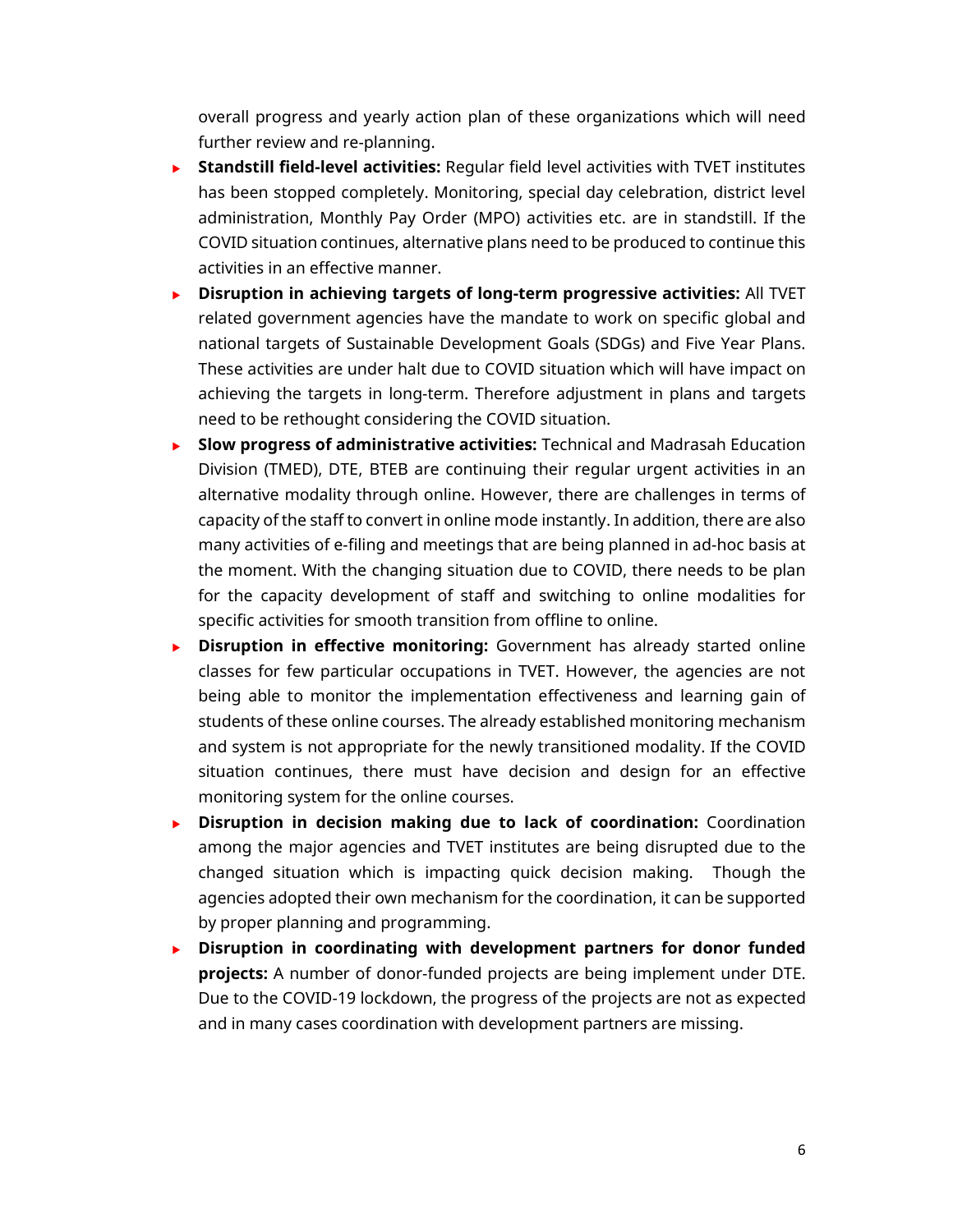overall progress and yearly action plan of these organizations which will need further review and re-planning.

- **Standstill field-level activities:** Regular field level activities with TVET institutes has been stopped completely. Monitoring, special day celebration, district level administration, Monthly Pay Order (MPO) activities etc. are in standstill. If the COVID situation continues, alternative plans need to be produced to continue this activities in an effective manner.
- **Disruption in achieving targets of long-term progressive activities:** All TVET related government agencies have the mandate to work on specific global and national targets of Sustainable Development Goals (SDGs) and Five Year Plans. These activities are under halt due to COVID situation which will have impact on achieving the targets in long-term. Therefore adjustment in plans and targets need to be rethought considering the COVID situation.
- **Slow progress of administrative activities:** Technical and Madrasah Education Division (TMED), DTE, BTEB are continuing their regular urgent activities in an alternative modality through online. However, there are challenges in terms of capacity of the staff to convert in online mode instantly. In addition, there are also many activities of e-filing and meetings that are being planned in ad-hoc basis at the moment. With the changing situation due to COVID, there needs to be plan for the capacity development of staff and switching to online modalities for specific activities for smooth transition from offline to online.
- **Disruption in effective monitoring:** Government has already started online classes for few particular occupations in TVET. However, the agencies are not being able to monitor the implementation effectiveness and learning gain of students of these online courses. The already established monitoring mechanism and system is not appropriate for the newly transitioned modality. If the COVID situation continues, there must have decision and design for an effective monitoring system for the online courses.
- **Disruption in decision making due to lack of coordination:** Coordination among the major agencies and TVET institutes are being disrupted due to the changed situation which is impacting quick decision making. Though the agencies adopted their own mechanism for the coordination, it can be supported by proper planning and programming.
- **Disruption in coordinating with development partners for donor funded projects:** A number of donor-funded projects are being implement under DTE. Due to the COVID-19 lockdown, the progress of the projects are not as expected and in many cases coordination with development partners are missing.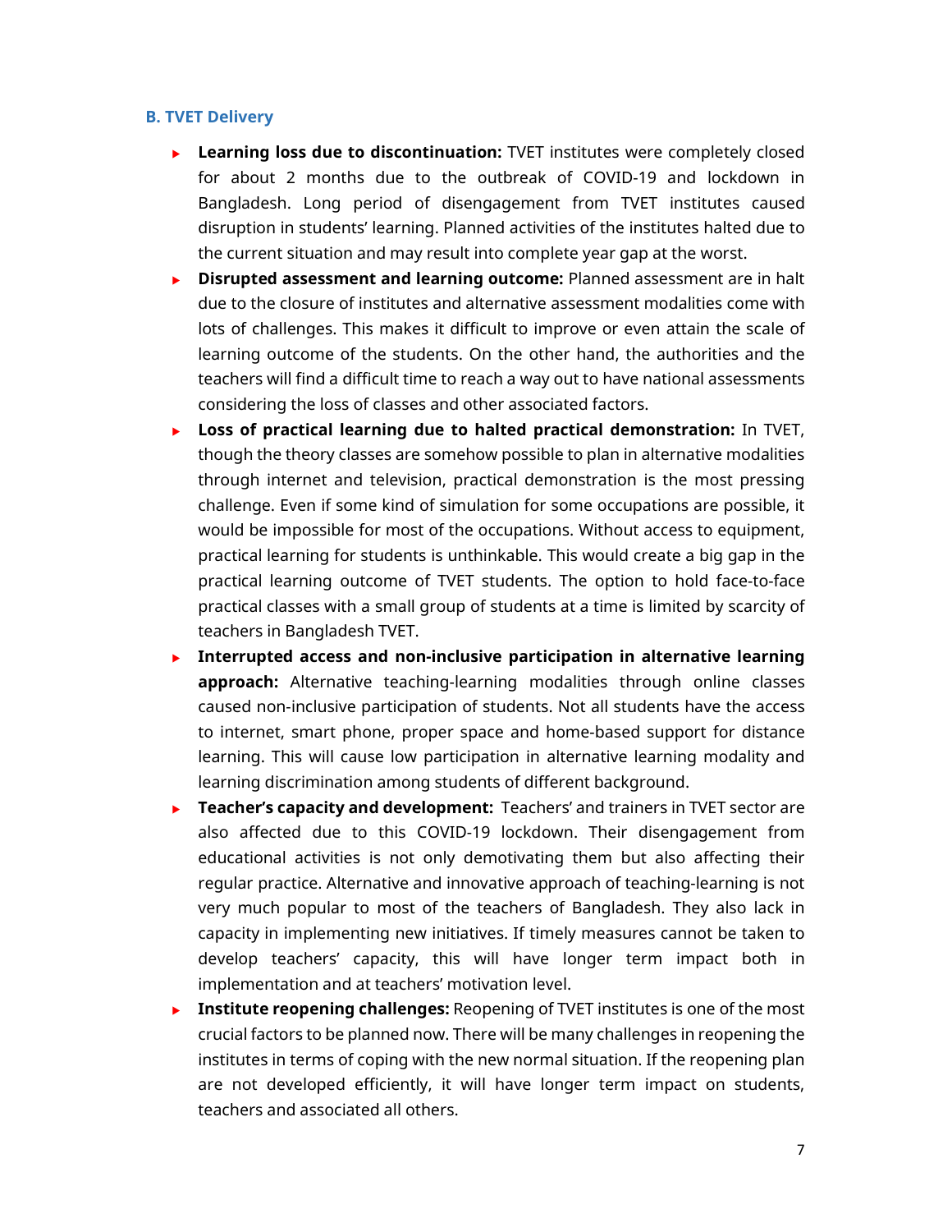### B. TVET Delivery

- **Learning loss due to discontinuation:** TVET institutes were completely closed for about 2 months due to the outbreak of COVID-19 and lockdown in Bangladesh. Long period of disengagement from TVET institutes caused disruption in students' learning. Planned activities of the institutes halted due to the current situation and may result into complete year gap at the worst.
- **Disrupted assessment and learning outcome:** Planned assessment are in halt due to the closure of institutes and alternative assessment modalities come with lots of challenges. This makes it difficult to improve or even attain the scale of learning outcome of the students. On the other hand, the authorities and the teachers will find a difficult time to reach a way out to have national assessments considering the loss of classes and other associated factors.
- **Loss of practical learning due to halted practical demonstration:** In TVET, though the theory classes are somehow possible to plan in alternative modalities through internet and television, practical demonstration is the most pressing challenge. Even if some kind of simulation for some occupations are possible, it would be impossible for most of the occupations. Without access to equipment, practical learning for students is unthinkable. This would create a big gap in the practical learning outcome of TVET students. The option to hold face-to-face practical classes with a small group of students at a time is limited by scarcity of teachers in Bangladesh TVET.
- **Interrupted access and non-inclusive participation in alternative learning approach:** Alternative teaching-learning modalities through online classes caused non-inclusive participation of students. Not all students have the access to internet, smart phone, proper space and home-based support for distance learning. This will cause low participation in alternative learning modality and learning discrimination among students of different background.
- **Teacher's capacity and development:** Teachers' and trainers in TVET sector are also affected due to this COVID-19 lockdown. Their disengagement from educational activities is not only demotivating them but also affecting their regular practice. Alternative and innovative approach of teaching-learning is not very much popular to most of the teachers of Bangladesh. They also lack in capacity in implementing new initiatives. If timely measures cannot be taken to develop teachers' capacity, this will have longer term impact both in implementation and at teachers' motivation level.
- **Institute reopening challenges:** Reopening of TVET institutes is one of the most crucial factors to be planned now. There will be many challenges in reopening the institutes in terms of coping with the new normal situation. If the reopening plan are not developed efficiently, it will have longer term impact on students, teachers and associated all others.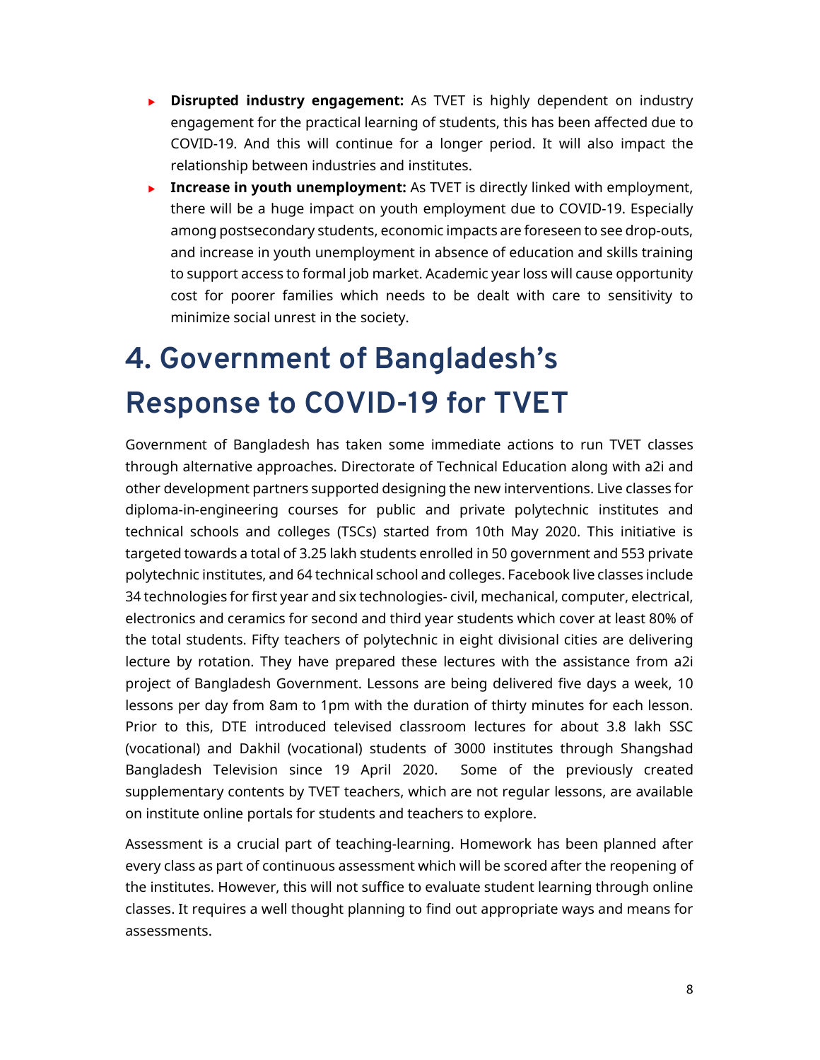- **Disrupted industry engagement:** As TVET is highly dependent on industry engagement for the practical learning of students, this has been affected due to COVID-19. And this will continue for a longer period. It will also impact the relationship between industries and institutes.
- **Increase in youth unemployment:** As TVET is directly linked with employment, there will be a huge impact on youth employment due to COVID-19. Especially among postsecondary students, economic impacts are foreseen to see drop-outs, and increase in youth unemployment in absence of education and skills training to support access to formal job market. Academic year loss will cause opportunity cost for poorer families which needs to be dealt with care to sensitivity to minimize social unrest in the society.

# 4. Government of Bangladesh's Response to COVID-19 for TVET

Government of Bangladesh has taken some immediate actions to run TVET classes through alternative approaches. Directorate of Technical Education along with a2i and other development partners supported designing the new interventions. Live classes for diploma-in-engineering courses for public and private polytechnic institutes and technical schools and colleges (TSCs) started from 10th May 2020. This initiative is targeted towards a total of 3.25 lakh students enrolled in 50 government and 553 private polytechnic institutes, and 64 technical school and colleges. Facebook live classes include 34 technologies for first year and six technologies- civil, mechanical, computer, electrical, electronics and ceramics for second and third year students which cover at least 80% of the total students. Fifty teachers of polytechnic in eight divisional cities are delivering lecture by rotation. They have prepared these lectures with the assistance from a2i project of Bangladesh Government. Lessons are being delivered five days a week, 10 lessons per day from 8am to 1pm with the duration of thirty minutes for each lesson. Prior to this, DTE introduced televised classroom lectures for about 3.8 lakh SSC (vocational) and Dakhil (vocational) students of 3000 institutes through Shangshad Bangladesh Television since 19 April 2020. Some of the previously created supplementary contents by TVET teachers, which are not regular lessons, are available on institute online portals for students and teachers to explore.

Assessment is a crucial part of teaching-learning. Homework has been planned after every class as part of continuous assessment which will be scored after the reopening of the institutes. However, this will not suffice to evaluate student learning through online classes. It requires a well thought planning to find out appropriate ways and means for assessments.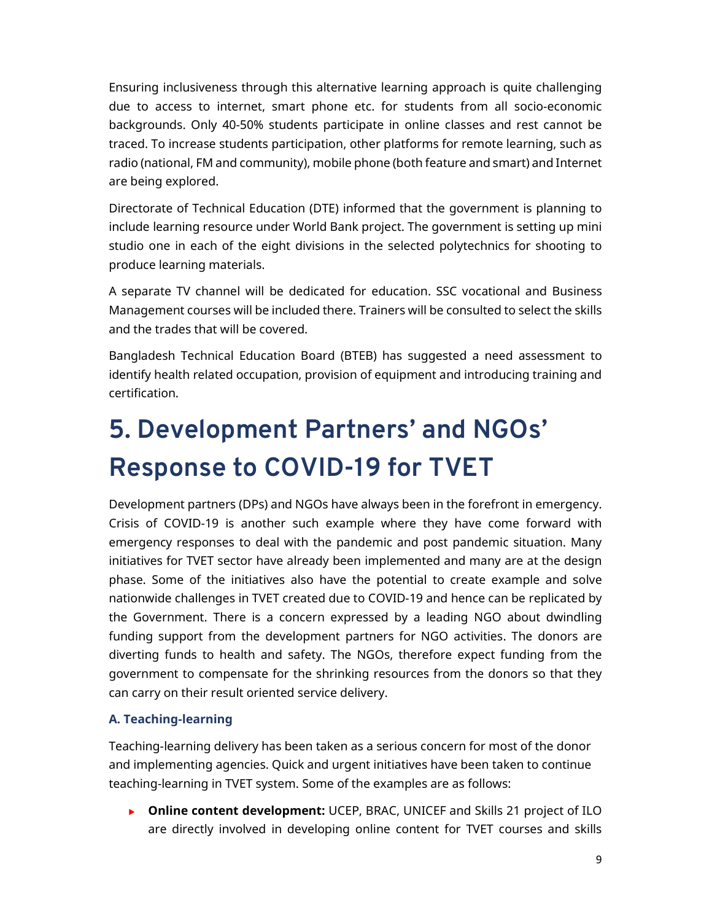Ensuring inclusiveness through this alternative learning approach is quite challenging due to access to internet, smart phone etc. for students from all socio-economic backgrounds. Only 40-50% students participate in online classes and rest cannot be traced. To increase students participation, other platforms for remote learning, such as radio (national, FM and community), mobile phone (both feature and smart) and Internet are being explored.

Directorate of Technical Education (DTE) informed that the government is planning to include learning resource under World Bank project. The government is setting up mini studio one in each of the eight divisions in the selected polytechnics for shooting to produce learning materials.

A separate TV channel will be dedicated for education. SSC vocational and Business Management courses will be included there. Trainers will be consulted to select the skills and the trades that will be covered.

Bangladesh Technical Education Board (BTEB) has suggested a need assessment to identify health related occupation, provision of equipment and introducing training and certification.

# 5. Development Partners' and NGOs' Response to COVID-19 for TVET

Development partners (DPs) and NGOs have always been in the forefront in emergency. Crisis of COVID-19 is another such example where they have come forward with emergency responses to deal with the pandemic and post pandemic situation. Many initiatives for TVET sector have already been implemented and many are at the design phase. Some of the initiatives also have the potential to create example and solve nationwide challenges in TVET created due to COVID-19 and hence can be replicated by the Government. There is a concern expressed by a leading NGO about dwindling funding support from the development partners for NGO activities. The donors are diverting funds to health and safety. The NGOs, therefore expect funding from the government to compensate for the shrinking resources from the donors so that they can carry on their result oriented service delivery.

### A. Teaching-learning

Teaching-learning delivery has been taken as a serious concern for most of the donor and implementing agencies. Quick and urgent initiatives have been taken to continue teaching-learning in TVET system. Some of the examples are as follows:

- **Online content development:** UCEP, BRAC, UNICEF and Skills 21 project of ILO are directly involved in developing online content for TVET courses and skills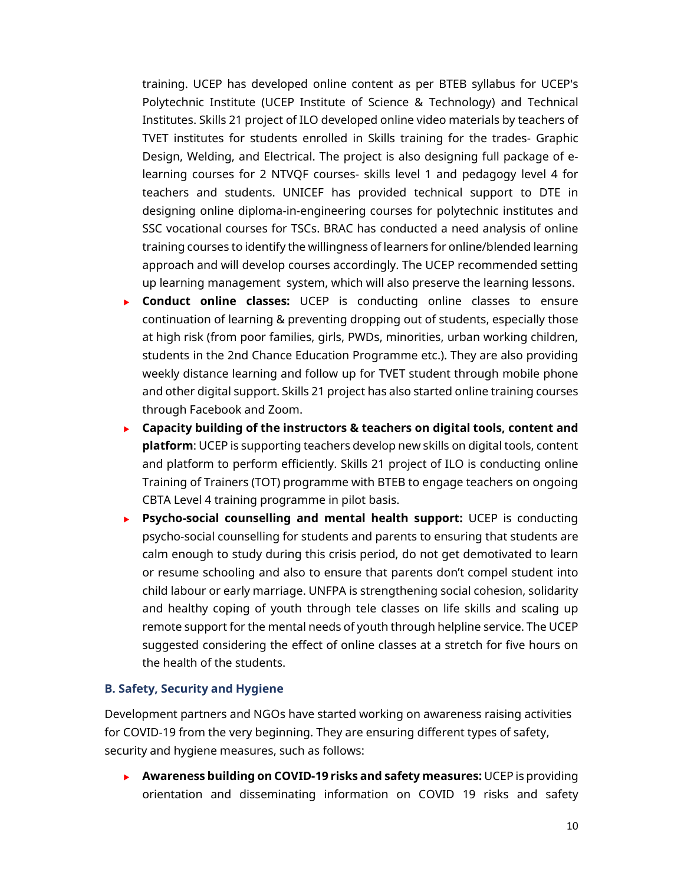training. UCEP has developed online content as per BTEB syllabus for UCEP's Polytechnic Institute (UCEP Institute of Science & Technology) and Technical Institutes. Skills 21 project of ILO developed online video materials by teachers of TVET institutes for students enrolled in Skills training for the trades- Graphic Design, Welding, and Electrical. The project is also designing full package of e-learning courses for 2 NTVQF courses- skills level 1 and pedagogy level 4 for teachers and students. UNICEF has provided technical support to DTE in designing online diploma-in-engineering courses for polytechnic institutes and SSC vocational courses for TSCs. BRAC has conducted a need analysis of online training courses to identify the willingness of learners for online/blended learning approach and will develop courses accordingly. The UCEP recommended setting up learning management system, which will also preserve the learning lessons.

- **Conduct online classes:** UCEP is conducting online classes to ensure continuation of learning & preventing dropping out of students, especially those at high risk (from poor families, girls, PWDs, minorities, urban working children, students in the 2nd Chance Education Programme etc.). They are also providing weekly distance learning and follow up for TVET student through mobile phone and other digital support. Skills 21 project has also started online training courses through Facebook and Zoom.
- **Capacity building of the instructors & teachers on digital tools, content and platform**: UCEP is supporting teachers develop new skills on digital tools, content and platform to perform efficiently. Skills 21 project of ILO is conducting online Training of Trainers (TOT) programme with BTEB to engage teachers on ongoing CBTA Level 4 training programme in pilot basis.
- **Psycho-social counselling and mental health support:** UCEP is conducting psycho-social counselling for students and parents to ensuring that students are calm enough to study during this crisis period, do not get demotivated to learn or resume schooling and also to ensure that parents don't compel student into child labour or early marriage. UNFPA is strengthening social cohesion, solidarity and healthy coping of youth through tele classes on life skills and scaling up remote support for the mental needs of youth through helpline service. The UCEP suggested considering the effect of online classes at a stretch for five hours on the health of the students.

### B. Safety, Security and Hygiene

Development partners and NGOs have started working on awareness raising activities for COVID-19 from the very beginning. They are ensuring different types of safety, security and hygiene measures, such as follows:

- **Awareness building on COVID-19 risks and safety measures:** UCEP is providing orientation and disseminating information on COVID 19 risks and safety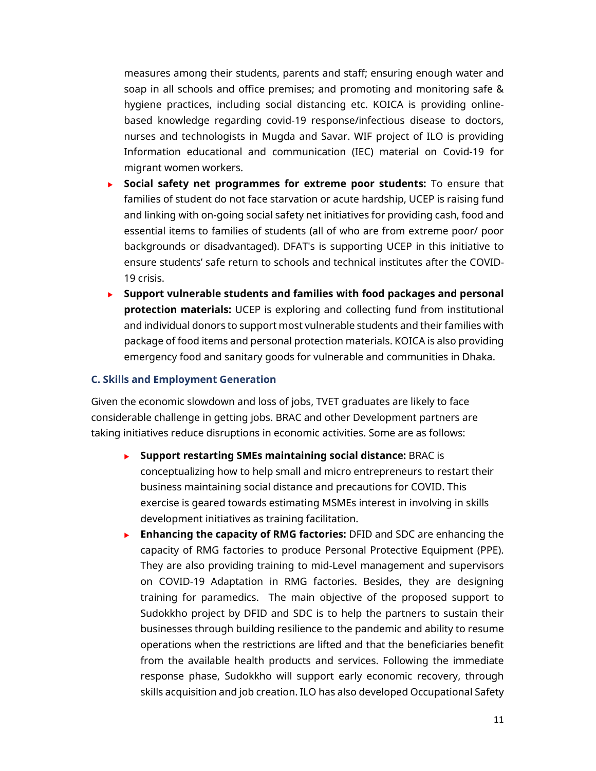measures among their students, parents and staff; ensuring enough water and soap in all schools and office premises; and promoting and monitoring safe & hygiene practices, including social distancing etc. KOICA is providing online-based knowledge regarding covid-19 response/infectious disease to doctors, nurses and technologists in Mugda and Savar. WIF project of ILO is providing Information educational and communication (IEC) material on Covid-19 for migrant women workers.

- **Social safety net programmes for extreme poor students:** To ensure that families of student do not face starvation or acute hardship, UCEP is raising fund and linking with on-going social safety net initiatives for providing cash, food and essential items to families of students (all of who are from extreme poor/ poor backgrounds or disadvantaged). DFAT's is supporting UCEP in this initiative to ensure students' safe return to schools and technical institutes after the COVID-19 crisis.
- **Support vulnerable students and families with food packages and personal protection materials:** UCEP is exploring and collecting fund from institutional and individual donors to support most vulnerable students and their families with package of food items and personal protection materials. KOICA is also providing emergency food and sanitary goods for vulnerable and communities in Dhaka.

### C. Skills and Employment Generation

Given the economic slowdown and loss of jobs, TVET graduates are likely to face considerable challenge in getting jobs. BRAC and other Development partners are taking initiatives reduce disruptions in economic activities. Some are as follows:

- **Support restarting SMEs maintaining social distance:** BRAC is conceptualizing how to help small and micro entrepreneurs to restart their business maintaining social distance and precautions for COVID. This exercise is geared towards estimating MSMEs interest in involving in skills development initiatives as training facilitation.
- **Enhancing the capacity of RMG factories:** DFID and SDC are enhancing the capacity of RMG factories to produce Personal Protective Equipment (PPE). They are also providing training to mid-Level management and supervisors on COVID-19 Adaptation in RMG factories. Besides, they are designing training for paramedics. The main objective of the proposed support to Sudokkho project by DFID and SDC is to help the partners to sustain their businesses through building resilience to the pandemic and ability to resume operations when the restrictions are lifted and that the beneficiaries benefit from the available health products and services. Following the immediate response phase, Sudokkho will support early economic recovery, through skills acquisition and job creation. ILO has also developed Occupational Safety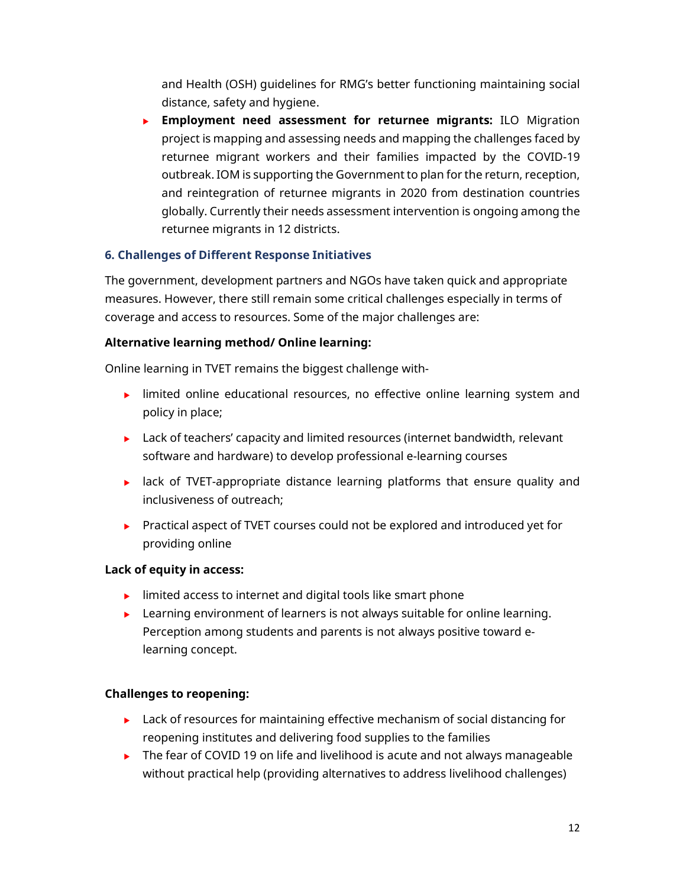and Health (OSH) guidelines for RMG's better functioning maintaining social distance, safety and hygiene.

- **Employment need assessment for returnee migrants:** ILO Migration project is mapping and assessing needs and mapping the challenges faced by returnee migrant workers and their families impacted by the COVID-19 outbreak. IOM is supporting the Government to plan for the return, reception, and reintegration of returnee migrants in 2020 from destination countries globally. Currently their needs assessment intervention is ongoing among the returnee migrants in 12 districts.

### 6. Challenges of Different Response Initiatives

The government, development partners and NGOs have taken quick and appropriate measures. However, there still remain some critical challenges especially in terms of coverage and access to resources. Some of the major challenges are:

**Alternative learning method/ Online learning:**

Online learning in TVET remains the biggest challenge with-

- limited online educational resources, no effective online learning system and policy in place;
- Lack of teachers' capacity and limited resources (internet bandwidth, relevant software and hardware) to develop professional e-learning courses
- lack of TVET-appropriate distance learning platforms that ensure quality and inclusiveness of outreach;
- Practical aspect of TVET courses could not be explored and introduced yet for providing online

**Lack of equity in access:**

- limited access to internet and digital tools like smart phone
- Learning environment of learners is not always suitable for online learning. Perception among students and parents is not always positive toward e-learning concept.

**Challenges to reopening:**

- Lack of resources for maintaining effective mechanism of social distancing for reopening institutes and delivering food supplies to the families
- The fear of COVID 19 on life and livelihood is acute and not always manageable without practical help (providing alternatives to address livelihood challenges)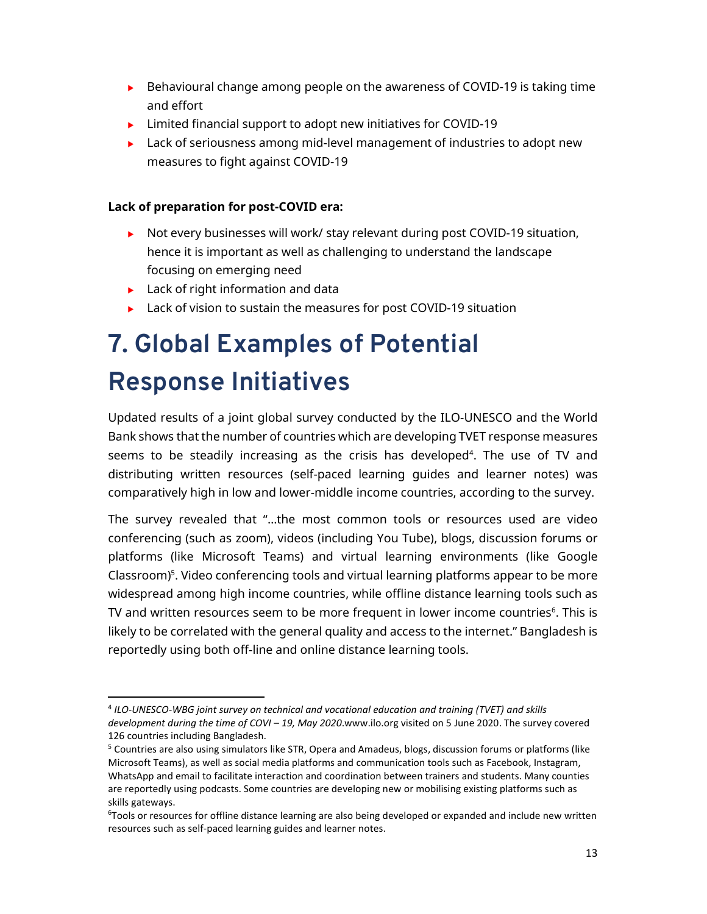- Behavioural change among people on the awareness of COVID-19 is taking time and effort
- Limited financial support to adopt new initiatives for COVID-19
- Lack of seriousness among mid-level management of industries to adopt new measures to fight against COVID-19

**Lack of preparation for post-COVID era:**

- Not every businesses will work/ stay relevant during post COVID-19 situation, hence it is important as well as challenging to understand the landscape focusing on emerging need
- Lack of right information and data
- Lack of vision to sustain the measures for post COVID-19 situation

# 7. Global Examples of Potential Response Initiatives

Updated results of a joint global survey conducted by the ILO-UNESCO and the World Bank shows that the number of countries which are developing TVET response measures seems to be steadily increasing as the crisis has developed[4]. The use of TV and distributing written resources (self-paced learning guides and learner notes) was comparatively high in low and lower-middle income countries, according to the survey.

The survey revealed that "…the most common tools or resources used are video conferencing (such as zoom), videos (including You Tube), blogs, discussion forums or platforms (like Microsoft Teams) and virtual learning environments (like Google Classroom)[5]. Video conferencing tools and virtual learning platforms appear to be more widespread among high income countries, while offline distance learning tools such as TV and written resources seem to be more frequent in lower income countries[6]. This is likely to be correlated with the general quality and access to the internet." Bangladesh is reportedly using both off-line and online distance learning tools.

---

[4] *ILO-UNESCO-WBG joint survey on technical and vocational education and training (TVET) and skills development during the time of COVI – 19, May 2020*.www.ilo.org visited on 5 June 2020. The survey covered 126 countries including Bangladesh.

[5] Countries are also using simulators like STR, Opera and Amadeus, blogs, discussion forums or platforms (like Microsoft Teams), as well as social media platforms and communication tools such as Facebook, Instagram, WhatsApp and email to facilitate interaction and coordination between trainers and students. Many counties are reportedly using podcasts. Some countries are developing new or mobilising existing platforms such as skills gateways.

[6] Tools or resources for offline distance learning are also being developed or expanded and include new written resources such as self-paced learning guides and learner notes.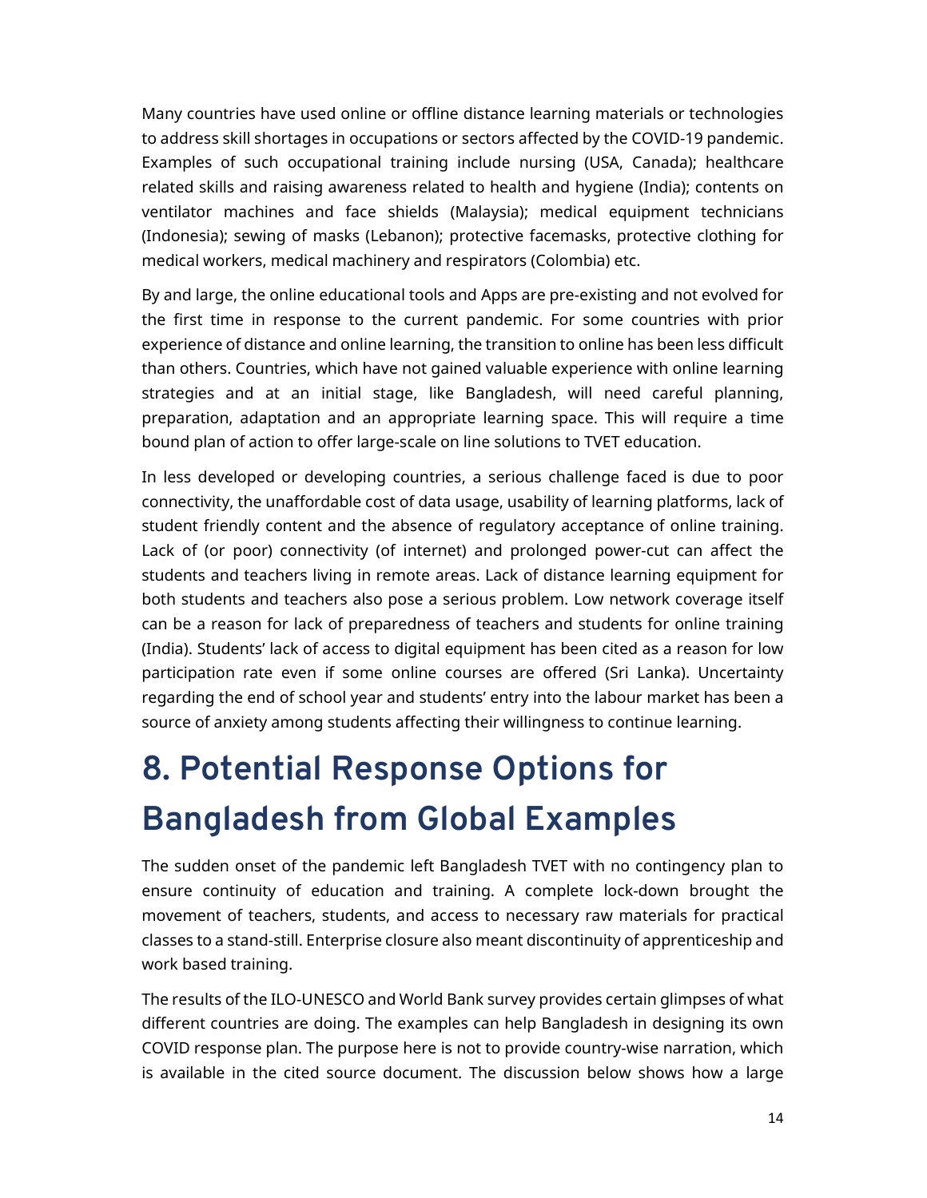Many countries have used online or offline distance learning materials or technologies to address skill shortages in occupations or sectors affected by the COVID-19 pandemic. Examples of such occupational training include nursing (USA, Canada); healthcare related skills and raising awareness related to health and hygiene (India); contents on ventilator machines and face shields (Malaysia); medical equipment technicians (Indonesia); sewing of masks (Lebanon); protective facemasks, protective clothing for medical workers, medical machinery and respirators (Colombia) etc.

By and large, the online educational tools and Apps are pre-existing and not evolved for the first time in response to the current pandemic. For some countries with prior experience of distance and online learning, the transition to online has been less difficult than others. Countries, which have not gained valuable experience with online learning strategies and at an initial stage, like Bangladesh, will need careful planning, preparation, adaptation and an appropriate learning space. This will require a time bound plan of action to offer large-scale on line solutions to TVET education.

In less developed or developing countries, a serious challenge faced is due to poor connectivity, the unaffordable cost of data usage, usability of learning platforms, lack of student friendly content and the absence of regulatory acceptance of online training. Lack of (or poor) connectivity (of internet) and prolonged power-cut can affect the students and teachers living in remote areas. Lack of distance learning equipment for both students and teachers also pose a serious problem. Low network coverage itself can be a reason for lack of preparedness of teachers and students for online training (India). Students' lack of access to digital equipment has been cited as a reason for low participation rate even if some online courses are offered (Sri Lanka). Uncertainty regarding the end of school year and students' entry into the labour market has been a source of anxiety among students affecting their willingness to continue learning.

# 8. Potential Response Options for Bangladesh from Global Examples

The sudden onset of the pandemic left Bangladesh TVET with no contingency plan to ensure continuity of education and training. A complete lock-down brought the movement of teachers, students, and access to necessary raw materials for practical classes to a stand-still. Enterprise closure also meant discontinuity of apprenticeship and work based training.

The results of the ILO-UNESCO and World Bank survey provides certain glimpses of what different countries are doing. The examples can help Bangladesh in designing its own COVID response plan. The purpose here is not to provide country-wise narration, which is available in the cited source document. The discussion below shows how a large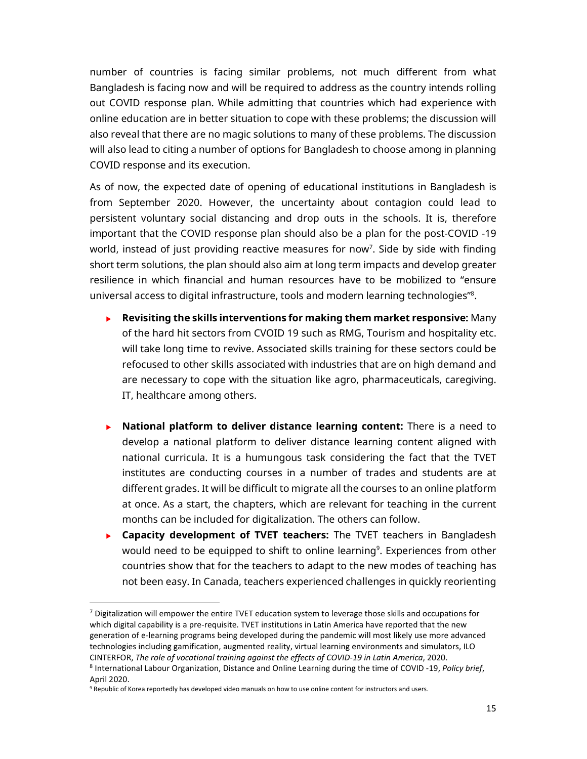number of countries is facing similar problems, not much different from what Bangladesh is facing now and will be required to address as the country intends rolling out COVID response plan. While admitting that countries which had experience with online education are in better situation to cope with these problems; the discussion will also reveal that there are no magic solutions to many of these problems. The discussion will also lead to citing a number of options for Bangladesh to choose among in planning COVID response and its execution.

As of now, the expected date of opening of educational institutions in Bangladesh is from September 2020. However, the uncertainty about contagion could lead to persistent voluntary social distancing and drop outs in the schools. It is, therefore important that the COVID response plan should also be a plan for the post-COVID -19 world, instead of just providing reactive measures for now[7]. Side by side with finding short term solutions, the plan should also aim at long term impacts and develop greater resilience in which financial and human resources have to be mobilized to "ensure universal access to digital infrastructure, tools and modern learning technologies"[8].

- **Revisiting the skills interventions for making them market responsive:** Many of the hard hit sectors from CVOID 19 such as RMG, Tourism and hospitality etc. will take long time to revive. Associated skills training for these sectors could be refocused to other skills associated with industries that are on high demand and are necessary to cope with the situation like agro, pharmaceuticals, caregiving. IT, healthcare among others.

- **National platform to deliver distance learning content:** There is a need to develop a national platform to deliver distance learning content aligned with national curricula. It is a humungous task considering the fact that the TVET institutes are conducting courses in a number of trades and students are at different grades. It will be difficult to migrate all the courses to an online platform at once. As a start, the chapters, which are relevant for teaching in the current months can be included for digitalization. The others can follow.
- **Capacity development of TVET teachers:** The TVET teachers in Bangladesh would need to be equipped to shift to online learning[9]. Experiences from other countries show that for the teachers to adapt to the new modes of teaching has not been easy. In Canada, teachers experienced challenges in quickly reorienting

---

[7] Digitalization will empower the entire TVET education system to leverage those skills and occupations for which digital capability is a pre-requisite. TVET institutions in Latin America have reported that the new generation of e-learning programs being developed during the pandemic will most likely use more advanced technologies including gamification, augmented reality, virtual learning environments and simulators, ILO CINTERFOR, *The role of vocational training against the effects of COVID-19 in Latin America*, 2020.

[8] International Labour Organization, Distance and Online Learning during the time of COVID -19, *Policy brief*, April 2020.

[9] Republic of Korea reportedly has developed video manuals on how to use online content for instructors and users.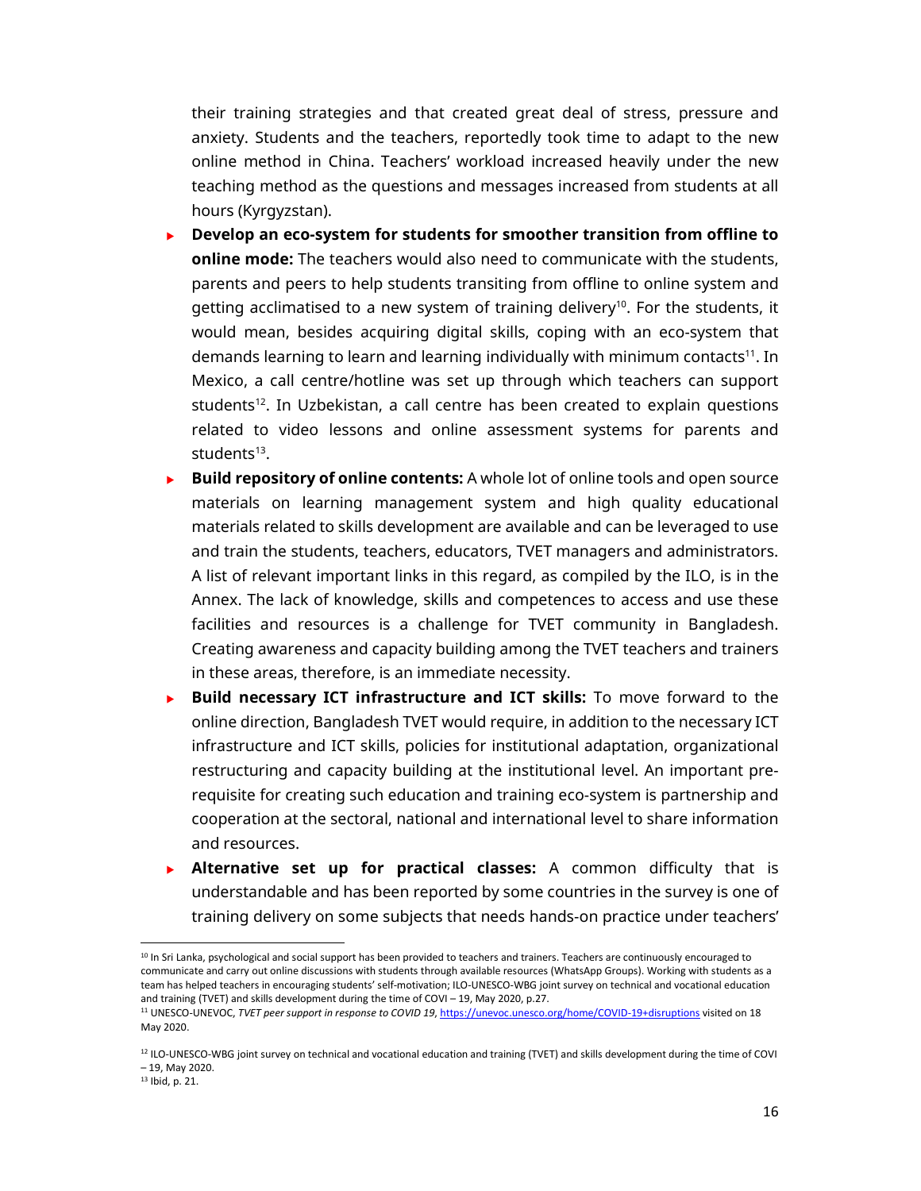their training strategies and that created great deal of stress, pressure and anxiety. Students and the teachers, reportedly took time to adapt to the new online method in China. Teachers' workload increased heavily under the new teaching method as the questions and messages increased from students at all hours (Kyrgyzstan).

- **Develop an eco-system for students for smoother transition from offline to online mode:** The teachers would also need to communicate with the students, parents and peers to help students transiting from offline to online system and getting acclimatised to a new system of training delivery[10]. For the students, it would mean, besides acquiring digital skills, coping with an eco-system that demands learning to learn and learning individually with minimum contacts[11]. In Mexico, a call centre/hotline was set up through which teachers can support students[12]. In Uzbekistan, a call centre has been created to explain questions related to video lessons and online assessment systems for parents and students[13].
- **Build repository of online contents:** A whole lot of online tools and open source materials on learning management system and high quality educational materials related to skills development are available and can be leveraged to use and train the students, teachers, educators, TVET managers and administrators. A list of relevant important links in this regard, as compiled by the ILO, is in the Annex. The lack of knowledge, skills and competences to access and use these facilities and resources is a challenge for TVET community in Bangladesh. Creating awareness and capacity building among the TVET teachers and trainers in these areas, therefore, is an immediate necessity.
- **Build necessary ICT infrastructure and ICT skills:** To move forward to the online direction, Bangladesh TVET would require, in addition to the necessary ICT infrastructure and ICT skills, policies for institutional adaptation, organizational restructuring and capacity building at the institutional level. An important pre-requisite for creating such education and training eco-system is partnership and cooperation at the sectoral, national and international level to share information and resources.
- **Alternative set up for practical classes:** A common difficulty that is understandable and has been reported by some countries in the survey is one of training delivery on some subjects that needs hands-on practice under teachers'

---

[10] In Sri Lanka, psychological and social support has been provided to teachers and trainers. Teachers are continuously encouraged to communicate and carry out online discussions with students through available resources (WhatsApp Groups). Working with students as a team has helped teachers in encouraging students' self-motivation; ILO-UNESCO-WBG joint survey on technical and vocational education and training (TVET) and skills development during the time of COVI – 19, May 2020, p.27.

[11] UNESCO-UNEVOC, *TVET peer support in response to COVID 19*, https://unevoc.unesco.org/home/COVID-19+disruptions visited on 18 May 2020.

[12] ILO-UNESCO-WBG joint survey on technical and vocational education and training (TVET) and skills development during the time of COVI – 19, May 2020.

[13] Ibid, p. 21.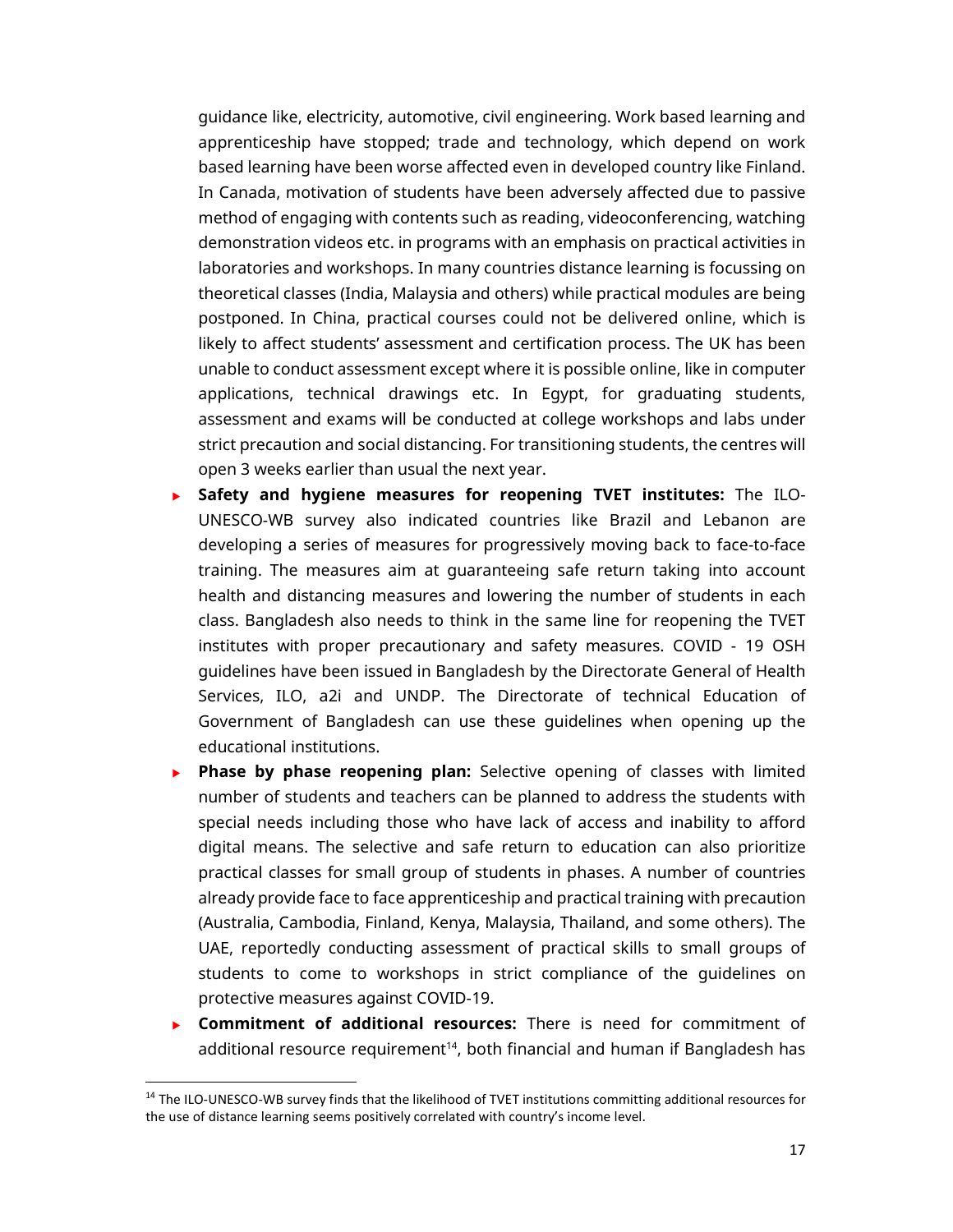guidance like, electricity, automotive, civil engineering. Work based learning and apprenticeship have stopped; trade and technology, which depend on work based learning have been worse affected even in developed country like Finland. In Canada, motivation of students have been adversely affected due to passive method of engaging with contents such as reading, videoconferencing, watching demonstration videos etc. in programs with an emphasis on practical activities in laboratories and workshops. In many countries distance learning is focussing on theoretical classes (India, Malaysia and others) while practical modules are being postponed. In China, practical courses could not be delivered online, which is likely to affect students' assessment and certification process. The UK has been unable to conduct assessment except where it is possible online, like in computer applications, technical drawings etc. In Egypt, for graduating students, assessment and exams will be conducted at college workshops and labs under strict precaution and social distancing. For transitioning students, the centres will open 3 weeks earlier than usual the next year.

- **Safety and hygiene measures for reopening TVET institutes:** The ILO-UNESCO-WB survey also indicated countries like Brazil and Lebanon are developing a series of measures for progressively moving back to face-to-face training. The measures aim at guaranteeing safe return taking into account health and distancing measures and lowering the number of students in each class. Bangladesh also needs to think in the same line for reopening the TVET institutes with proper precautionary and safety measures. COVID - 19 OSH guidelines have been issued in Bangladesh by the Directorate General of Health Services, ILO, a2i and UNDP. The Directorate of technical Education of Government of Bangladesh can use these guidelines when opening up the educational institutions.
- **Phase by phase reopening plan:** Selective opening of classes with limited number of students and teachers can be planned to address the students with special needs including those who have lack of access and inability to afford digital means. The selective and safe return to education can also prioritize practical classes for small group of students in phases. A number of countries already provide face to face apprenticeship and practical training with precaution (Australia, Cambodia, Finland, Kenya, Malaysia, Thailand, and some others). The UAE, reportedly conducting assessment of practical skills to small groups of students to come to workshops in strict compliance of the guidelines on protective measures against COVID-19.
- **Commitment of additional resources:** There is need for commitment of additional resource requirement[14], both financial and human if Bangladesh has

[14] The ILO-UNESCO-WB survey finds that the likelihood of TVET institutions committing additional resources for the use of distance learning seems positively correlated with country's income level.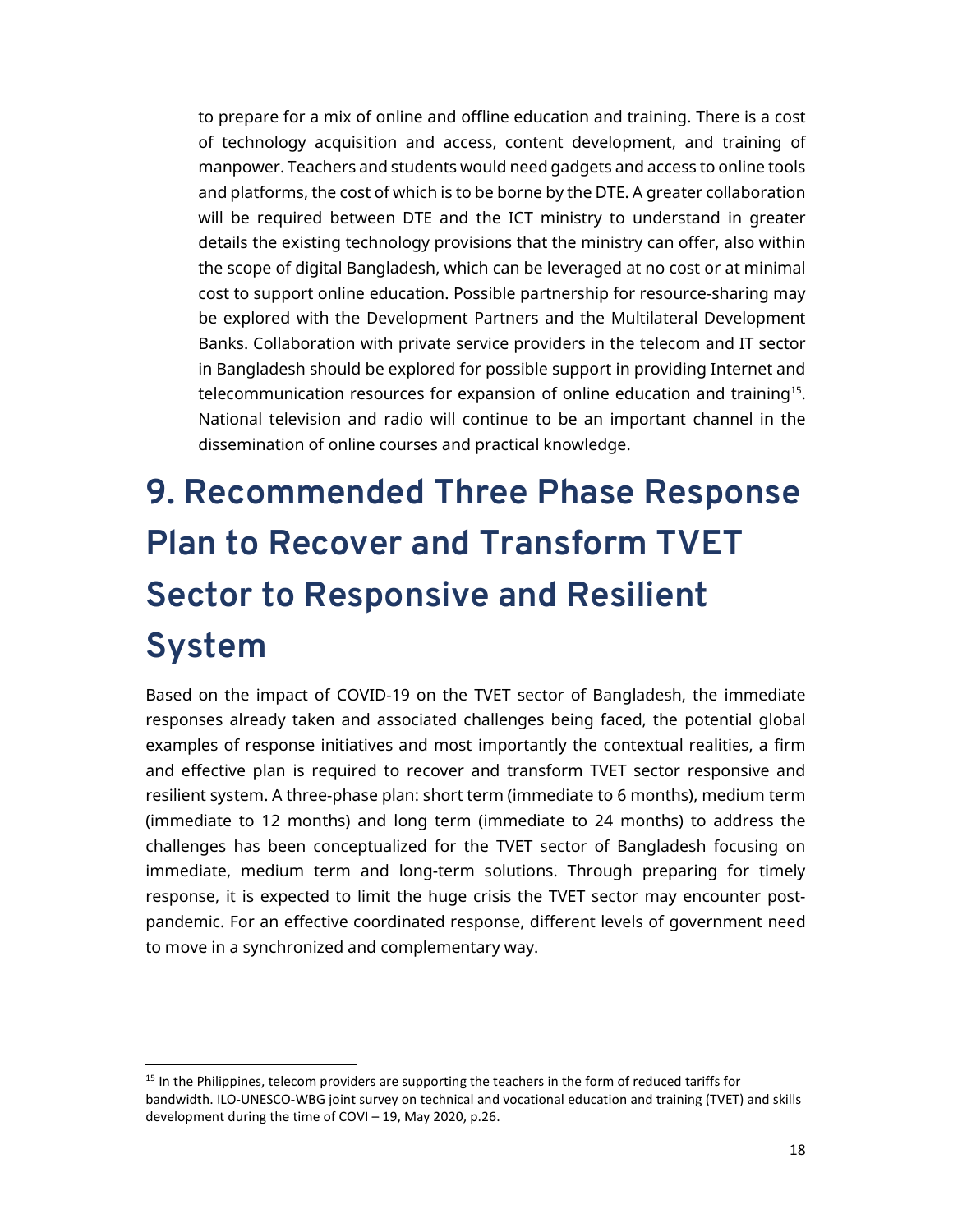to prepare for a mix of online and offline education and training. There is a cost of technology acquisition and access, content development, and training of manpower. Teachers and students would need gadgets and access to online tools and platforms, the cost of which is to be borne by the DTE. A greater collaboration will be required between DTE and the ICT ministry to understand in greater details the existing technology provisions that the ministry can offer, also within the scope of digital Bangladesh, which can be leveraged at no cost or at minimal cost to support online education. Possible partnership for resource-sharing may be explored with the Development Partners and the Multilateral Development Banks. Collaboration with private service providers in the telecom and IT sector in Bangladesh should be explored for possible support in providing Internet and telecommunication resources for expansion of online education and training[15]. National television and radio will continue to be an important channel in the dissemination of online courses and practical knowledge.

# 9. Recommended Three Phase Response Plan to Recover and Transform TVET Sector to Responsive and Resilient System

Based on the impact of COVID-19 on the TVET sector of Bangladesh, the immediate responses already taken and associated challenges being faced, the potential global examples of response initiatives and most importantly the contextual realities, a firm and effective plan is required to recover and transform TVET sector responsive and resilient system. A three-phase plan: short term (immediate to 6 months), medium term (immediate to 12 months) and long term (immediate to 24 months) to address the challenges has been conceptualized for the TVET sector of Bangladesh focusing on immediate, medium term and long-term solutions. Through preparing for timely response, it is expected to limit the huge crisis the TVET sector may encounter post-pandemic. For an effective coordinated response, different levels of government need to move in a synchronized and complementary way.

---

[15] In the Philippines, telecom providers are supporting the teachers in the form of reduced tariffs for bandwidth. ILO-UNESCO-WBG joint survey on technical and vocational education and training (TVET) and skills development during the time of COVI – 19, May 2020, p.26.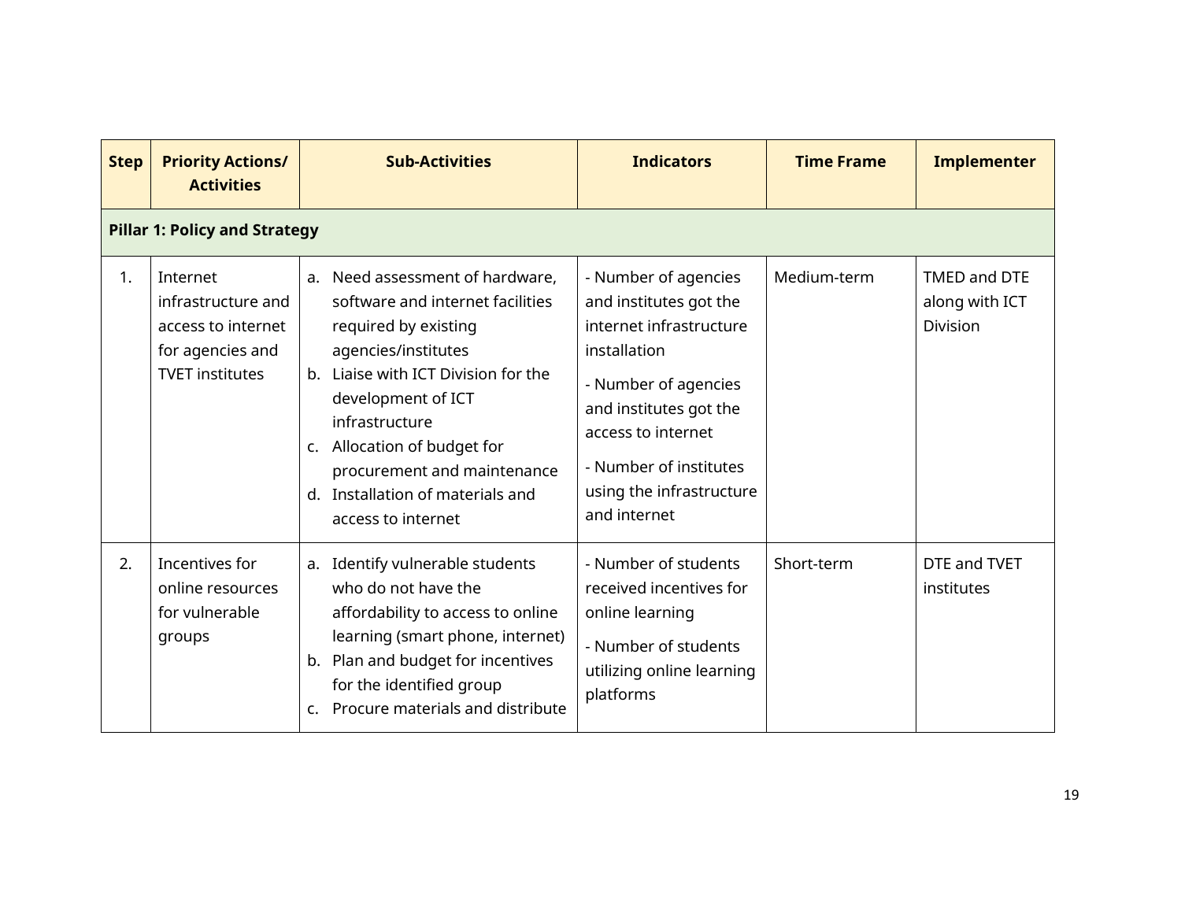| Step | Priority Actions/ Activities | Sub-Activities | Indicators | Time Frame | Implementer |
|---|---|---|---|---|---|
| **Pillar 1: Policy and Strategy** | | | | | |
| 1. | Internet infrastructure and access to internet for agencies and TVET institutes | a. Need assessment of hardware, software and internet facilities required by existing agencies/institutes<br>b. Liaise with ICT Division for the development of ICT infrastructure<br>c. Allocation of budget for procurement and maintenance<br>d. Installation of materials and access to internet | - Number of agencies and institutes got the internet infrastructure installation<br>- Number of agencies and institutes got the access to internet<br>- Number of institutes using the infrastructure and internet | Medium-term | TMED and DTE along with ICT Division |
| 2. | Incentives for online resources for vulnerable groups | a. Identify vulnerable students who do not have the affordability to access to online learning (smart phone, internet)<br>b. Plan and budget for incentives for the identified group<br>c. Procure materials and distribute | - Number of students received incentives for online learning<br>- Number of students utilizing online learning platforms | Short-term | DTE and TVET institutes |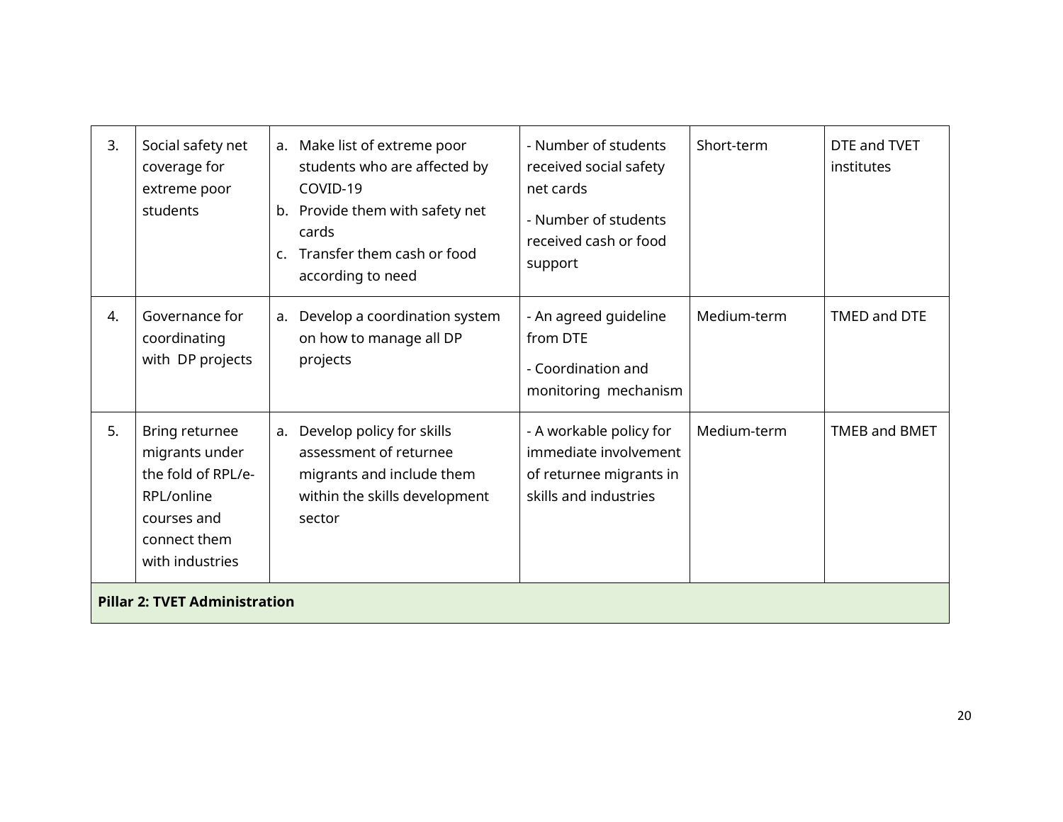| 3. | Social safety net coverage for extreme poor students | a. Make list of extreme poor students who are affected by COVID-19<br>b. Provide them with safety net cards<br>c. Transfer them cash or food according to need | - Number of students received social safety net cards<br>- Number of students received cash or food support | Short-term | DTE and TVET institutes |
|---|---|---|---|---|---|
| 4. | Governance for coordinating with DP projects | a. Develop a coordination system on how to manage all DP projects | - An agreed guideline from DTE<br>- Coordination and monitoring mechanism | Medium-term | TMED and DTE |
| 5. | Bring returnee migrants under the fold of RPL/e-RPL/online courses and connect them with industries | a. Develop policy for skills assessment of returnee migrants and include them within the skills development sector | - A workable policy for immediate involvement of returnee migrants in skills and industries | Medium-term | TMEB and BMET |
| **Pillar 2: TVET Administration** | | | | | |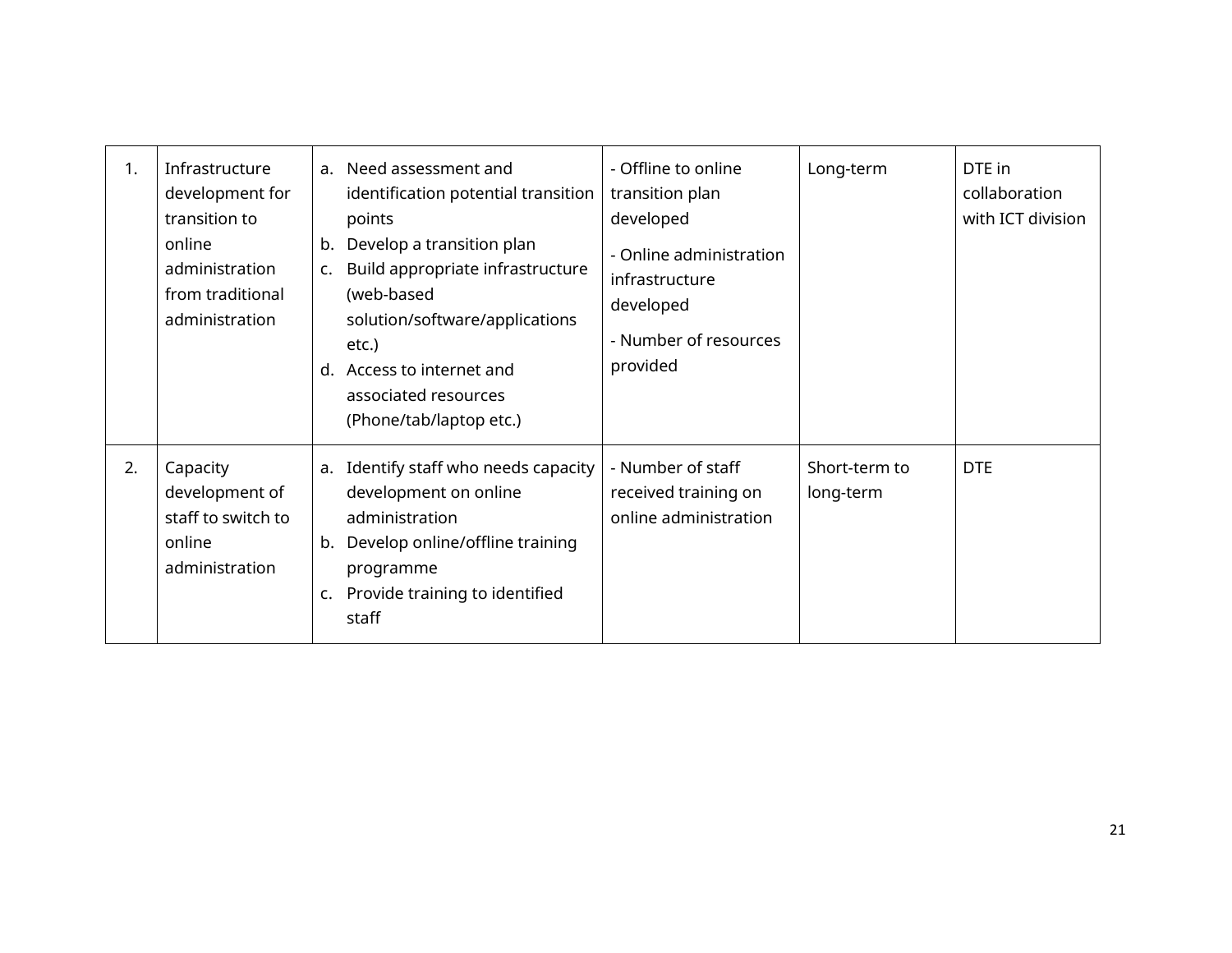| | | | | | |
|---|---|---|---|---|---|
| 1. | Infrastructure development for transition to online administration from traditional administration | a. Need assessment and identification potential transition points<br>b. Develop a transition plan<br>c. Build appropriate infrastructure (web-based solution/software/applications etc.)<br>d. Access to internet and associated resources (Phone/tab/laptop etc.) | - Offline to online transition plan developed<br>- Online administration infrastructure developed<br>- Number of resources provided | Long-term | DTE in collaboration with ICT division |
| 2. | Capacity development of staff to switch to online administration | a. Identify staff who needs capacity development on online administration<br>b. Develop online/offline training programme<br>c. Provide training to identified staff | - Number of staff received training on online administration | Short-term to long-term | DTE |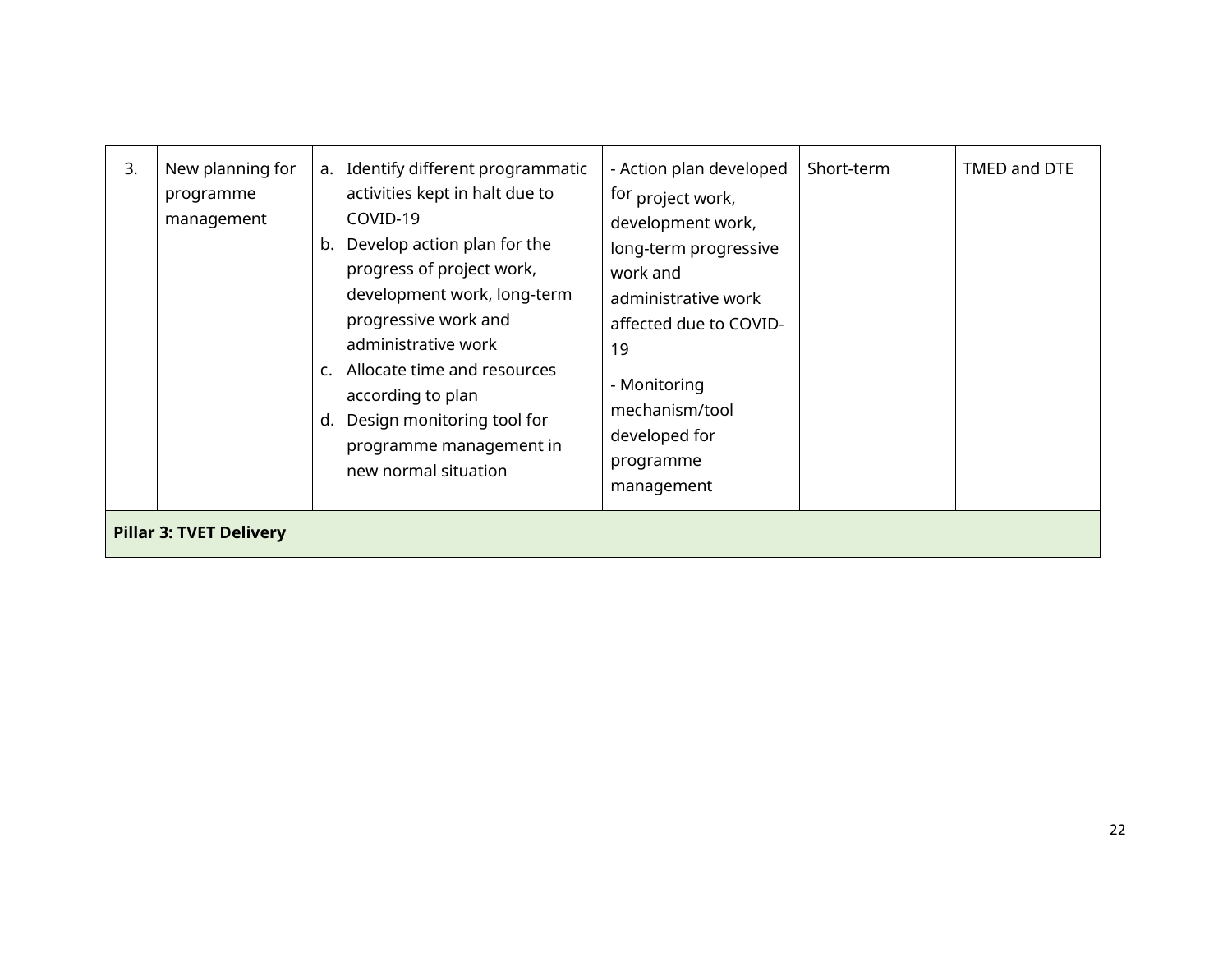| 3. | New planning for programme management | a. Identify different programmatic activities kept in halt due to COVID-19<br>b. Develop action plan for the progress of project work, development work, long-term progressive work and administrative work<br>c. Allocate time and resources according to plan<br>d. Design monitoring tool for programme management in new normal situation | - Action plan developed for project work, development work, long-term progressive work and administrative work affected due to COVID-19<br>- Monitoring mechanism/tool developed for programme management | Short-term | TMED and DTE |
|---|---|---|---|---|---|
| **Pillar 3: TVET Delivery** | | | | | |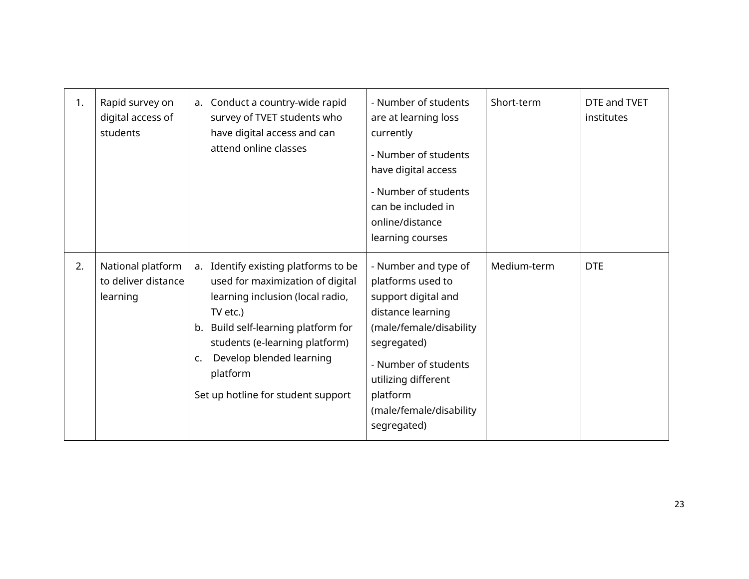| | | | | | |
|---|---|---|---|---|---|
| 1. | Rapid survey on digital access of students | a. Conduct a country-wide rapid survey of TVET students who have digital access and can attend online classes | - Number of students are at learning loss currently<br>- Number of students have digital access<br>- Number of students can be included in online/distance learning courses | Short-term | DTE and TVET institutes |
| 2. | National platform to deliver distance learning | a. Identify existing platforms to be used for maximization of digital learning inclusion (local radio, TV etc.)<br>b. Build self-learning platform for students (e-learning platform)<br>c. Develop blended learning platform<br>Set up hotline for student support | - Number and type of platforms used to support digital and distance learning (male/female/disability segregated)<br>- Number of students utilizing different platform (male/female/disability segregated) | Medium-term | DTE |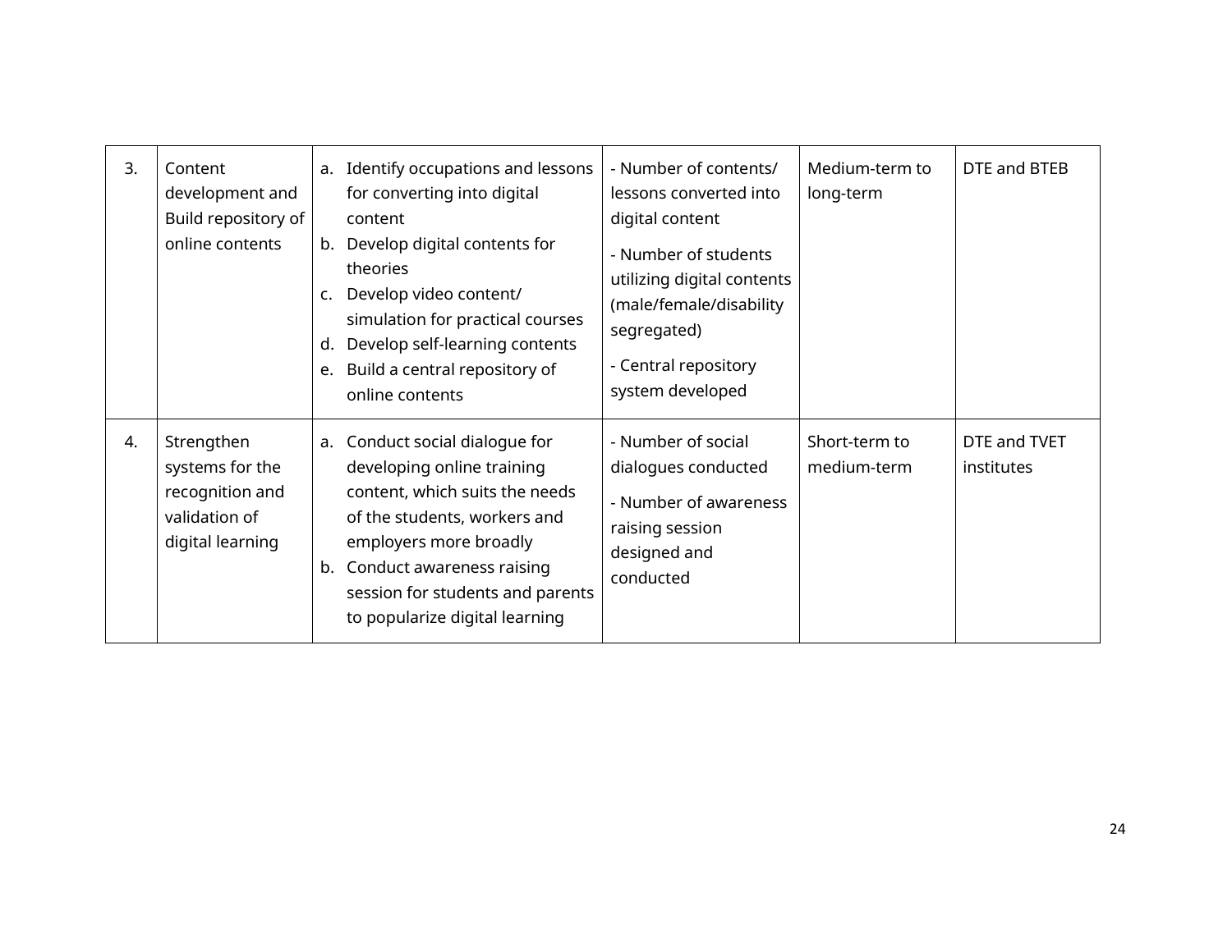| 3. | Content development and Build repository of online contents | a. Identify occupations and lessons for converting into digital content<br>b. Develop digital contents for theories<br>c. Develop video content/ simulation for practical courses<br>d. Develop self-learning contents<br>e. Build a central repository of online contents | - Number of contents/ lessons converted into digital content<br>- Number of students utilizing digital contents (male/female/disability segregated)<br>- Central repository system developed | Medium-term to long-term | DTE and BTEB |
|---|---|---|---|---|---|
| 4. | Strengthen systems for the recognition and validation of digital learning | a. Conduct social dialogue for developing online training content, which suits the needs of the students, workers and employers more broadly<br>b. Conduct awareness raising session for students and parents to popularize digital learning | - Number of social dialogues conducted<br>- Number of awareness raising session designed and conducted | Short-term to medium-term | DTE and TVET institutes |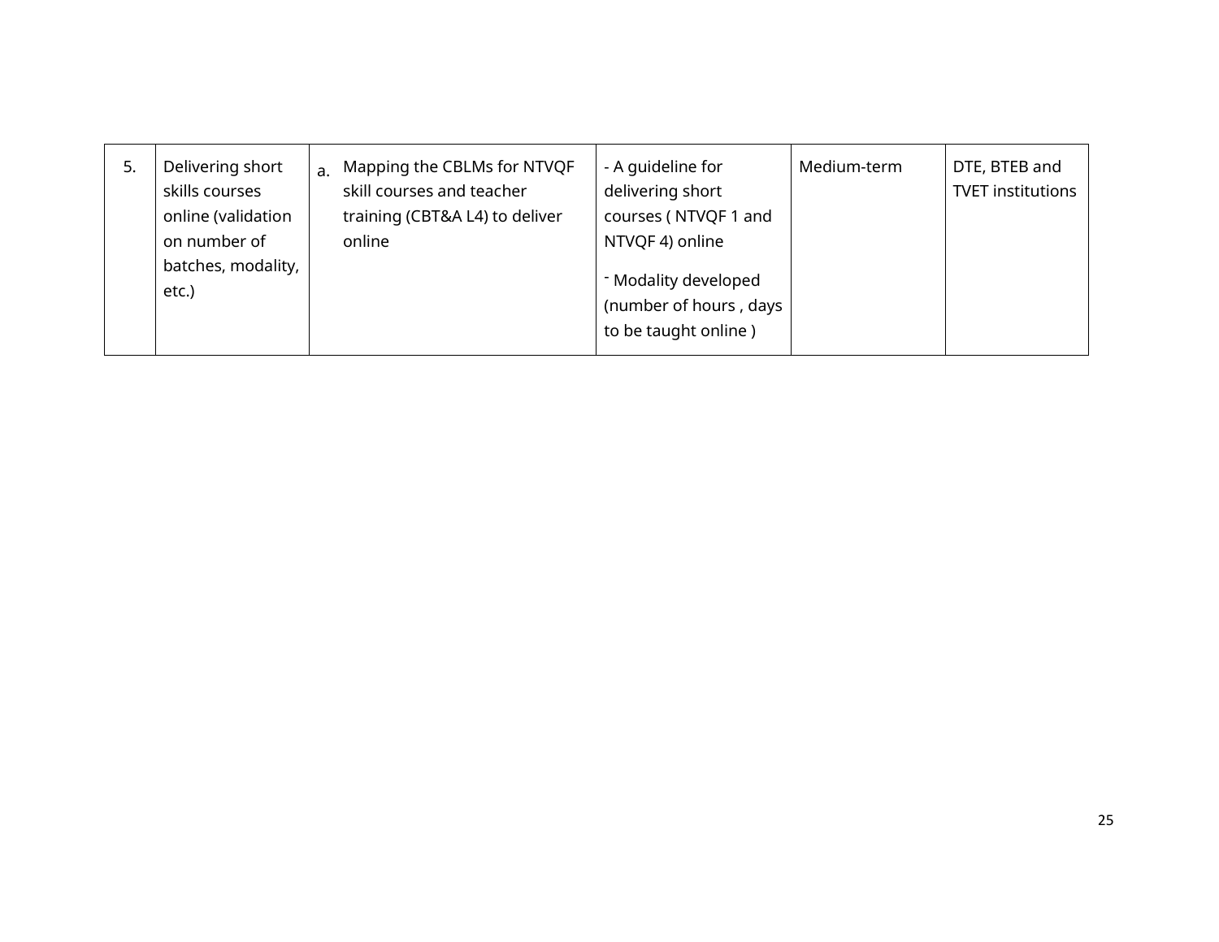| 5. | Delivering short skills courses online (validation on number of batches, modality, etc.) | a. Mapping the CBLMs for NTVQF skill courses and teacher training (CBT&A L4) to deliver online | - A guideline for delivering short courses ( NTVQF 1 and NTVQF 4) online<br><br>- Modality developed (number of hours , days to be taught online ) | Medium-term | DTE, BTEB and TVET institutions |
|---|---|---|---|---|---|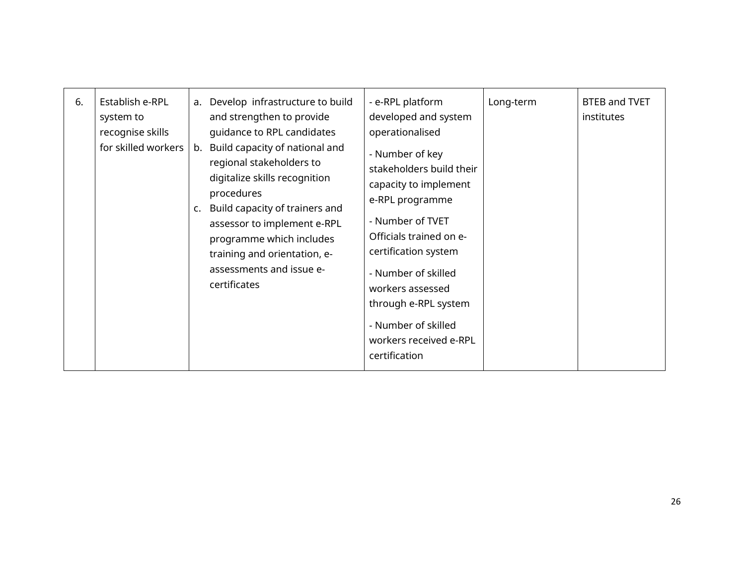| 6. | Establish e-RPL system to recognise skills for skilled workers | a. Develop infrastructure to build and strengthen to provide guidance to RPL candidates<br>b. Build capacity of national and regional stakeholders to digitalize skills recognition procedures<br>c. Build capacity of trainers and assessor to implement e-RPL programme which includes training and orientation, e-assessments and issue e-certificates | - e-RPL platform developed and system operationalised<br>- Number of key stakeholders build their capacity to implement e-RPL programme<br>- Number of TVET Officials trained on e-certification system<br>- Number of skilled workers assessed through e-RPL system<br>- Number of skilled workers received e-RPL certification | Long-term | BTEB and TVET institutes |
|---|---|---|---|---|---|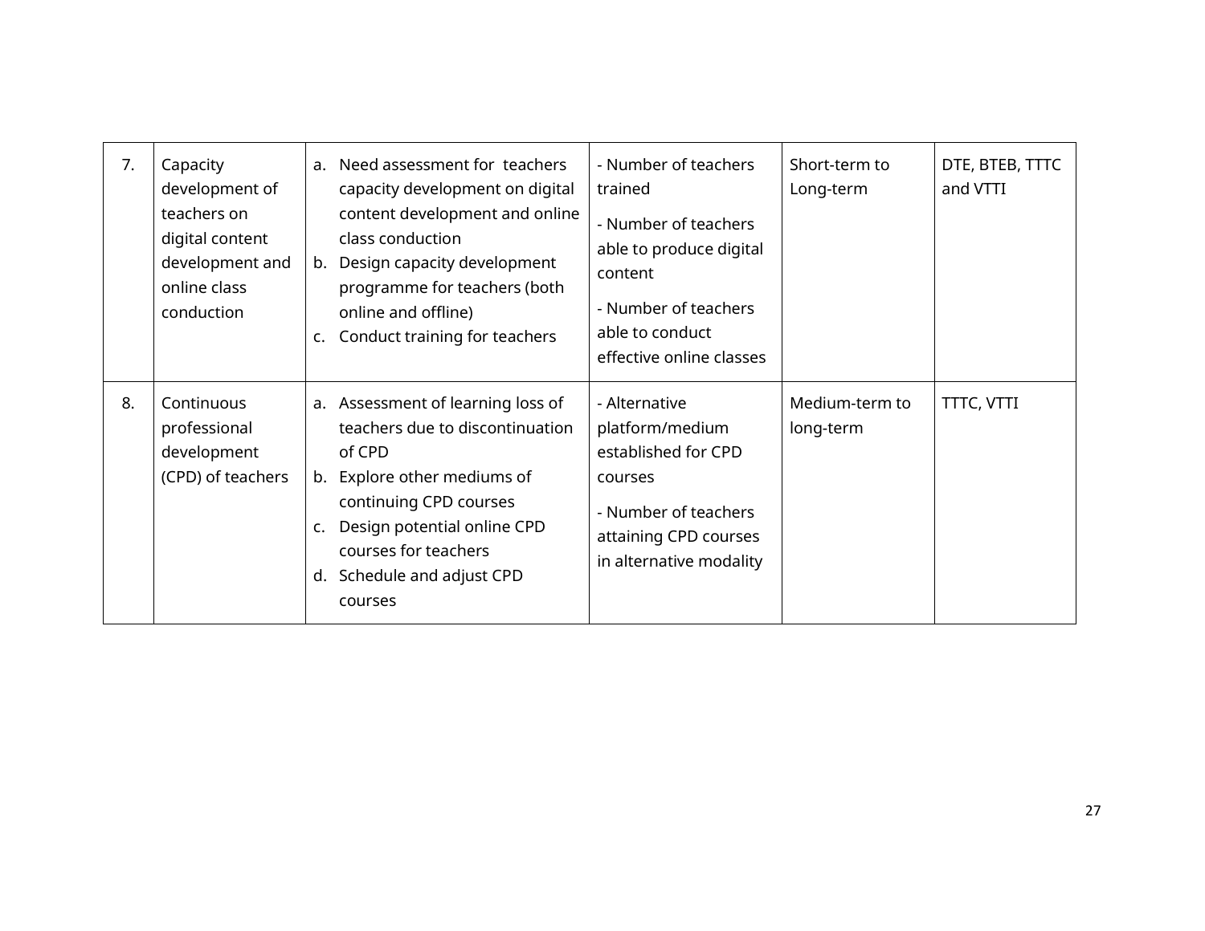| 7. | Capacity development of teachers on digital content development and online class conduction | a. Need assessment for teachers capacity development on digital content development and online class conduction<br>b. Design capacity development programme for teachers (both online and offline)<br>c. Conduct training for teachers | - Number of teachers trained<br>- Number of teachers able to produce digital content<br>- Number of teachers able to conduct effective online classes | Short-term to Long-term | DTE, BTEB, TTTC and VTTI |
|---|---|---|---|---|---|
| 8. | Continuous professional development (CPD) of teachers | a. Assessment of learning loss of teachers due to discontinuation of CPD<br>b. Explore other mediums of continuing CPD courses<br>c. Design potential online CPD courses for teachers<br>d. Schedule and adjust CPD courses | - Alternative platform/medium established for CPD courses<br>- Number of teachers attaining CPD courses in alternative modality | Medium-term to long-term | TTTC, VTTI |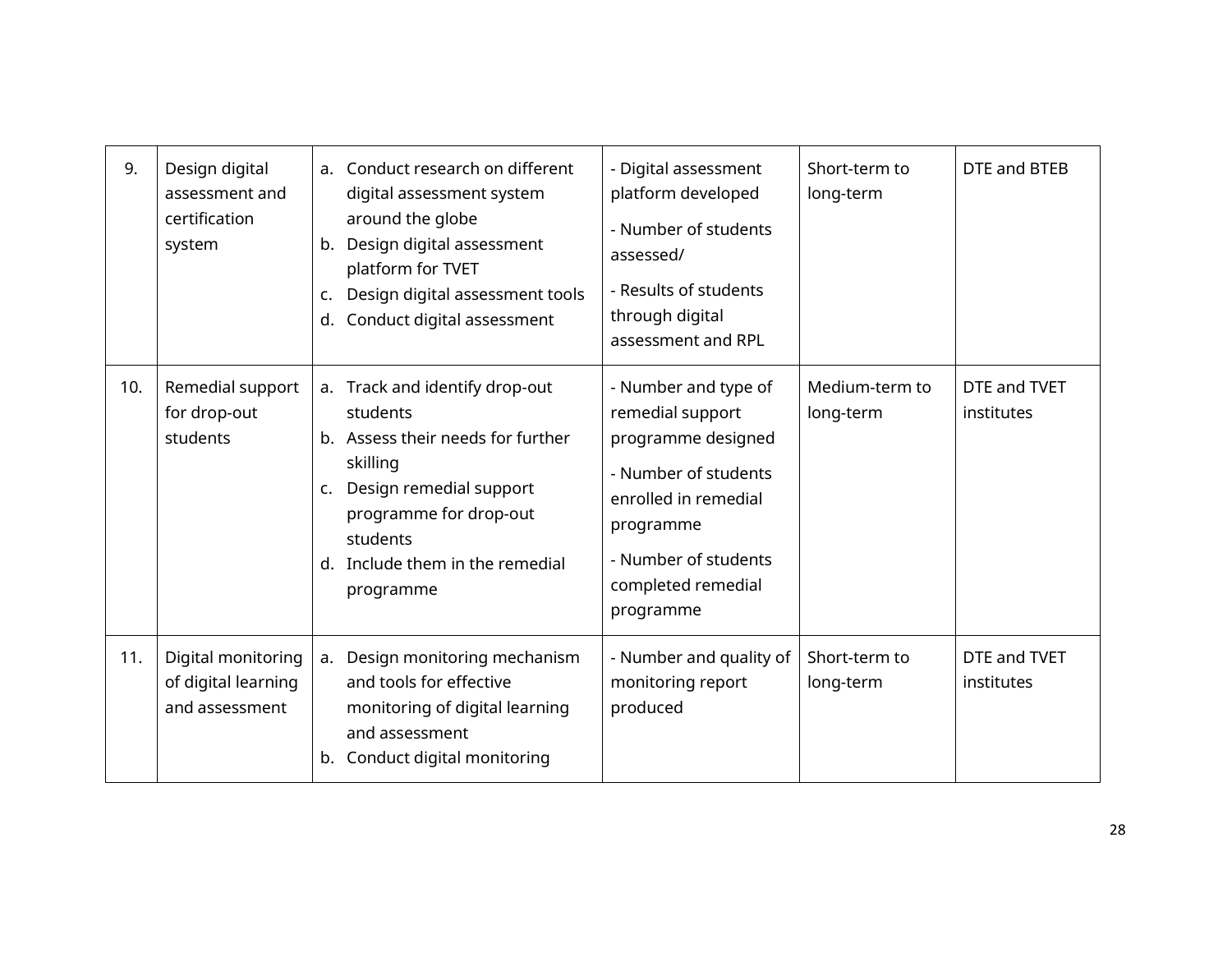| 9. | Design digital assessment and certification system | a. Conduct research on different digital assessment system around the globe<br>b. Design digital assessment platform for TVET<br>c. Design digital assessment tools<br>d. Conduct digital assessment | - Digital assessment platform developed<br>- Number of students assessed/<br>- Results of students through digital assessment and RPL | Short-term to long-term | DTE and BTEB |
|---|---|---|---|---|---|
| 10. | Remedial support for drop-out students | a. Track and identify drop-out students<br>b. Assess their needs for further skilling<br>c. Design remedial support programme for drop-out students<br>d. Include them in the remedial programme | - Number and type of remedial support programme designed<br>- Number of students enrolled in remedial programme<br>- Number of students completed remedial programme | Medium-term to long-term | DTE and TVET institutes |
| 11. | Digital monitoring of digital learning and assessment | a. Design monitoring mechanism and tools for effective monitoring of digital learning and assessment<br>b. Conduct digital monitoring | - Number and quality of monitoring report produced | Short-term to long-term | DTE and TVET institutes |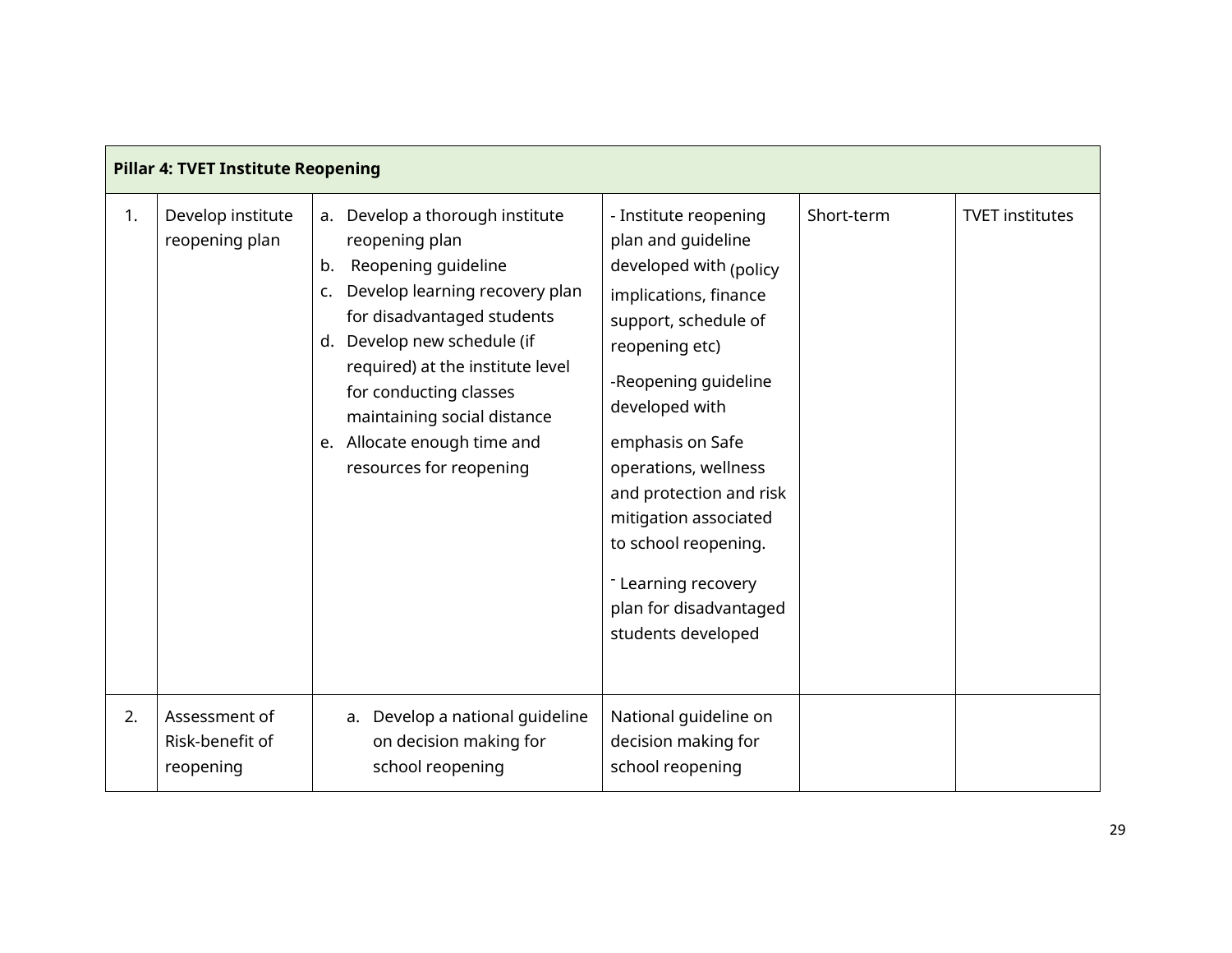| Pillar 4: TVET Institute Reopening | | | | | |
|---|---|---|---|---|---|
| 1. | Develop institute reopening plan | a. Develop a thorough institute reopening plan<br>b. Reopening guideline<br>c. Develop learning recovery plan for disadvantaged students<br>d. Develop new schedule (if required) at the institute level for conducting classes maintaining social distance<br>e. Allocate enough time and resources for reopening | - Institute reopening plan and guideline developed with (policy implications, finance support, schedule of reopening etc)<br>-Reopening guideline developed with emphasis on Safe operations, wellness and protection and risk mitigation associated to school reopening.<br>- Learning recovery plan for disadvantaged students developed | Short-term | TVET institutes |
| 2. | Assessment of Risk-benefit of reopening | a. Develop a national guideline on decision making for school reopening | National guideline on decision making for school reopening | | |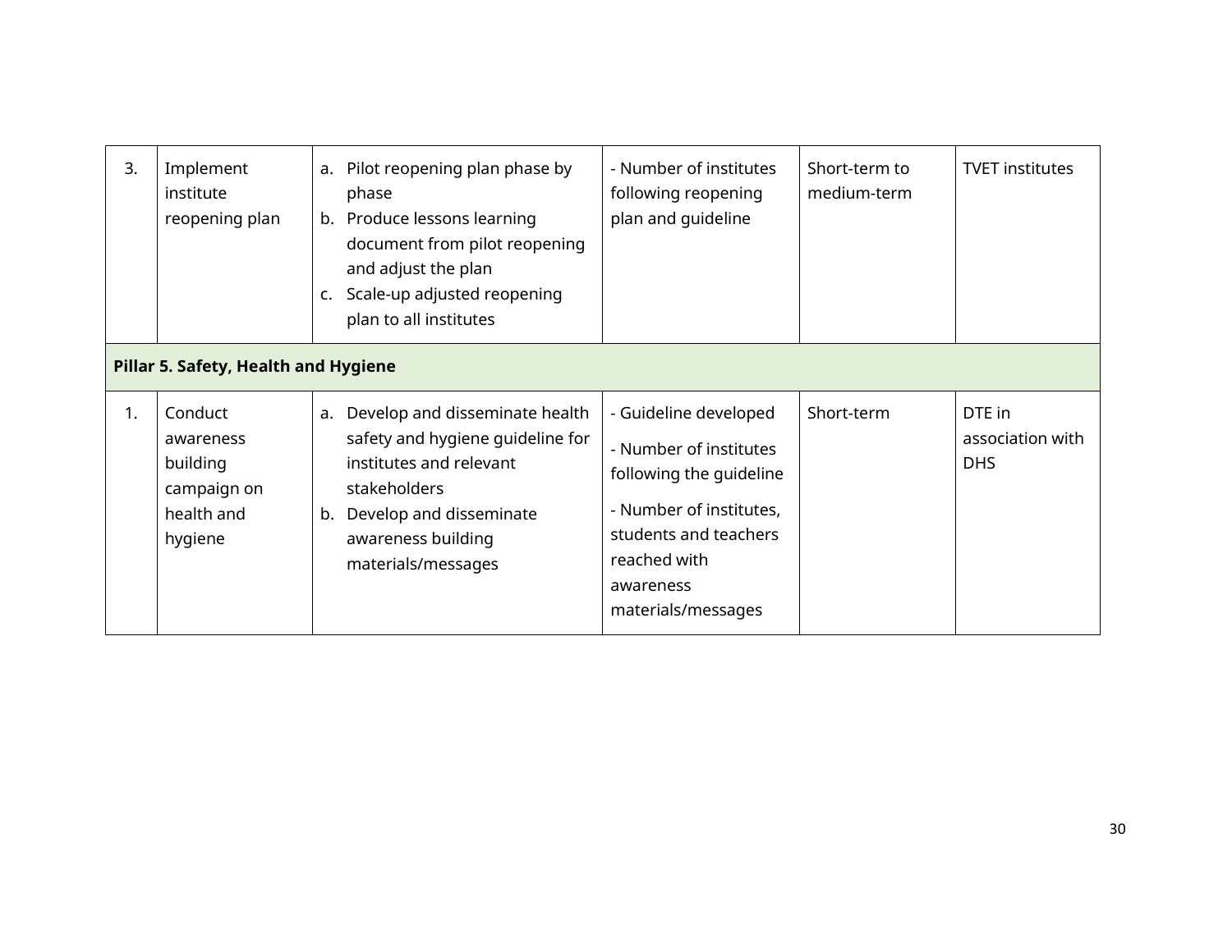| | | | | | |
|---|---|---|---|---|---|
| 3. | Implement institute reopening plan | a. Pilot reopening plan phase by phase<br>b. Produce lessons learning document from pilot reopening and adjust the plan<br>c. Scale-up adjusted reopening plan to all institutes | - Number of institutes following reopening plan and guideline | Short-term to medium-term | TVET institutes |
| **Pillar 5. Safety, Health and Hygiene** | | | | | |
| 1. | Conduct awareness building campaign on health and hygiene | a. Develop and disseminate health safety and hygiene guideline for institutes and relevant stakeholders<br>b. Develop and disseminate awareness building materials/messages | - Guideline developed<br>- Number of institutes following the guideline<br>- Number of institutes, students and teachers reached with awareness materials/messages | Short-term | DTE in association with DHS |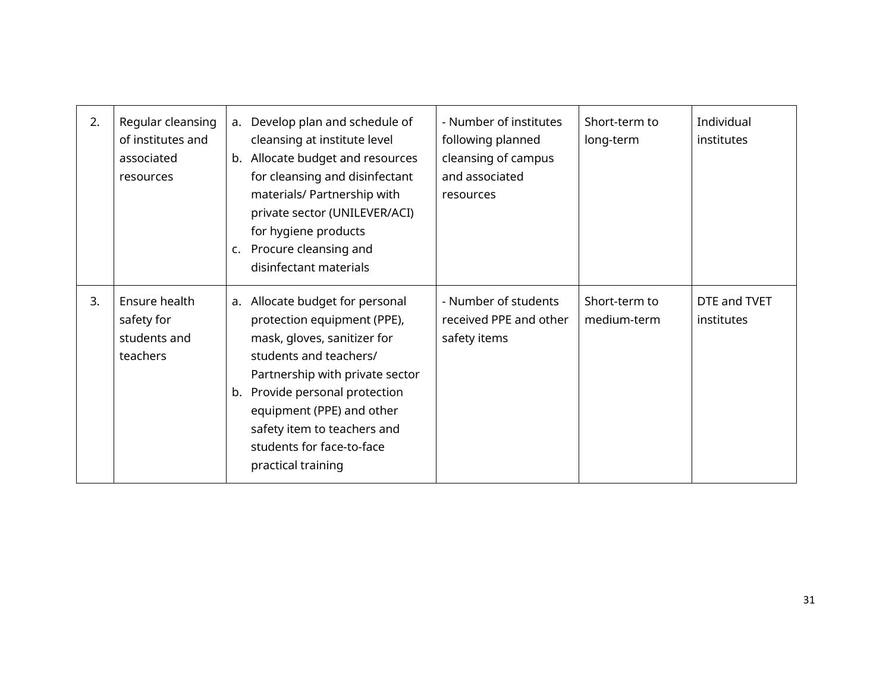| 2. | Regular cleansing of institutes and associated resources | a. Develop plan and schedule of cleansing at institute level<br>b. Allocate budget and resources for cleansing and disinfectant materials/ Partnership with private sector (UNILEVER/ACI) for hygiene products<br>c. Procure cleansing and disinfectant materials | - Number of institutes following planned cleansing of campus and associated resources | Short-term to long-term | Individual institutes |
|---|---|---|---|---|---|
| 3. | Ensure health safety for students and teachers | a. Allocate budget for personal protection equipment (PPE), mask, gloves, sanitizer for students and teachers/ Partnership with private sector<br>b. Provide personal protection equipment (PPE) and other safety item to teachers and students for face-to-face practical training | - Number of students received PPE and other safety items | Short-term to medium-term | DTE and TVET institutes |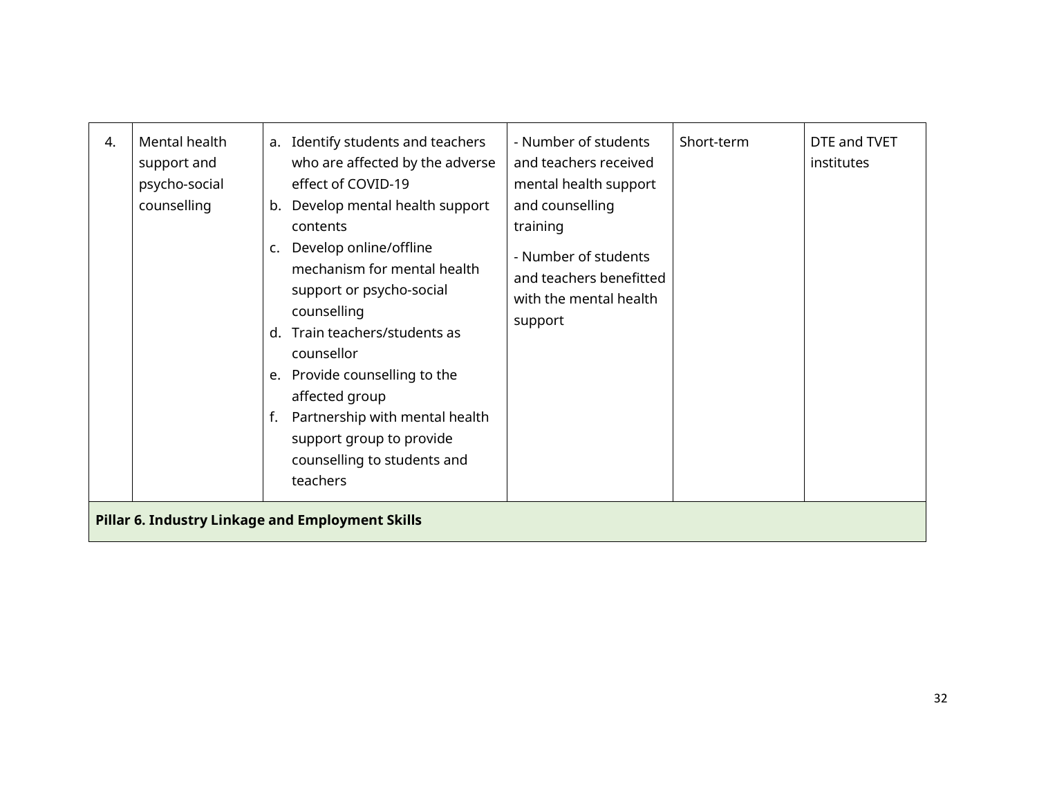| 4. | Mental health support and psycho-social counselling | a. Identify students and teachers who are affected by the adverse effect of COVID-19<br>b. Develop mental health support contents<br>c. Develop online/offline mechanism for mental health support or psycho-social counselling<br>d. Train teachers/students as counsellor<br>e. Provide counselling to the affected group<br>f. Partnership with mental health support group to provide counselling to students and teachers | - Number of students and teachers received mental health support and counselling training<br>- Number of students and teachers benefitted with the mental health support | Short-term | DTE and TVET institutes |
|---|---|---|---|---|---|
| **Pillar 6. Industry Linkage and Employment Skills** | | | | | |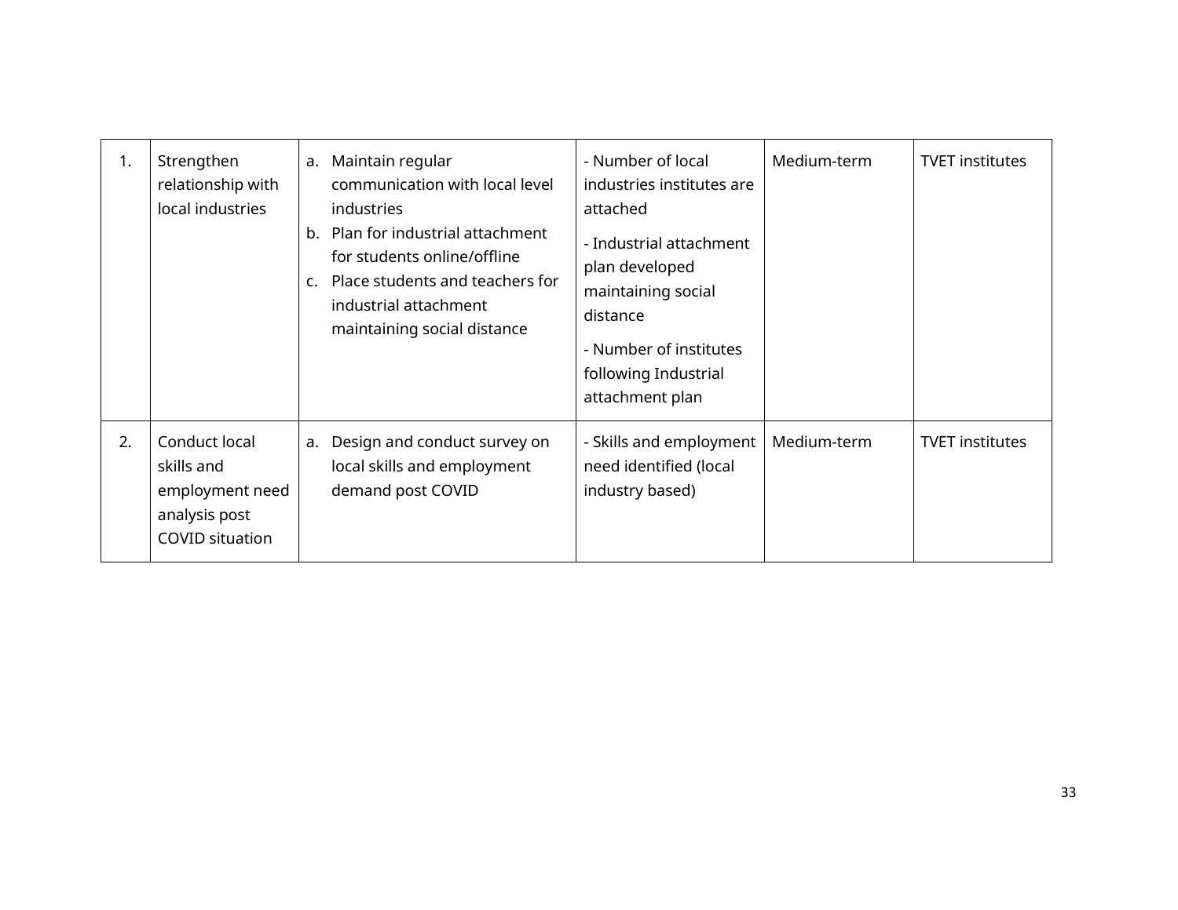| 1. | Strengthen relationship with local industries | a. Maintain regular communication with local level industries<br>b. Plan for industrial attachment for students online/offline<br>c. Place students and teachers for industrial attachment maintaining social distance | - Number of local industries institutes are attached<br>- Industrial attachment plan developed maintaining social distance<br>- Number of institutes following Industrial attachment plan | Medium-term | TVET institutes |
|---|---|---|---|---|---|
| 2. | Conduct local skills and employment need analysis post COVID situation | a. Design and conduct survey on local skills and employment demand post COVID | - Skills and employment need identified (local industry based) | Medium-term | TVET institutes |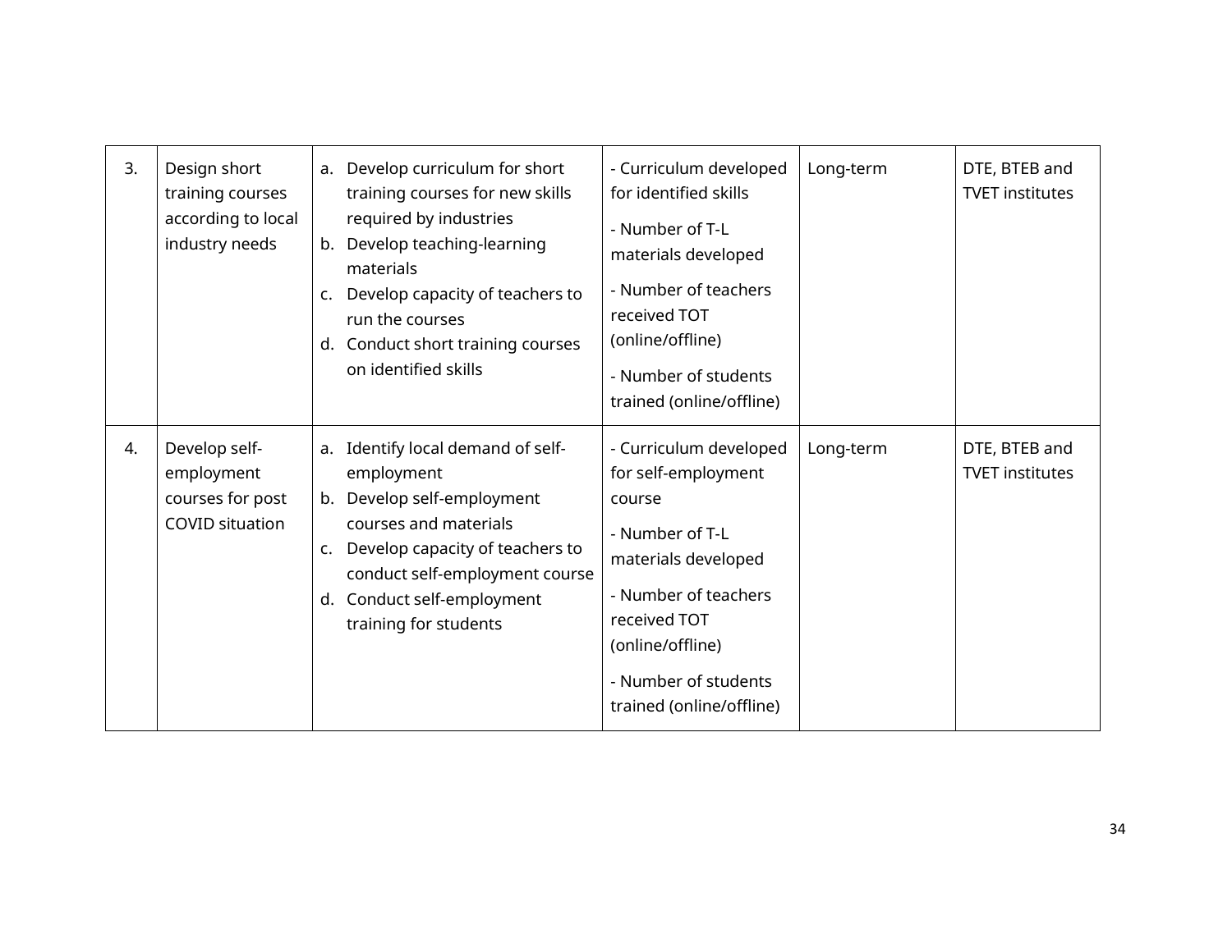| 3. | Design short training courses according to local industry needs | a. Develop curriculum for short training courses for new skills required by industries<br>b. Develop teaching-learning materials<br>c. Develop capacity of teachers to run the courses<br>d. Conduct short training courses on identified skills | - Curriculum developed for identified skills<br>- Number of T-L materials developed<br>- Number of teachers received TOT (online/offline)<br>- Number of students trained (online/offline) | Long-term | DTE, BTEB and TVET institutes |
|---|---|---|---|---|---|
| 4. | Develop self-employment courses for post COVID situation | a. Identify local demand of self-employment<br>b. Develop self-employment courses and materials<br>c. Develop capacity of teachers to conduct self-employment course<br>d. Conduct self-employment training for students | - Curriculum developed for self-employment course<br>- Number of T-L materials developed<br>- Number of teachers received TOT (online/offline)<br>- Number of students trained (online/offline) | Long-term | DTE, BTEB and TVET institutes |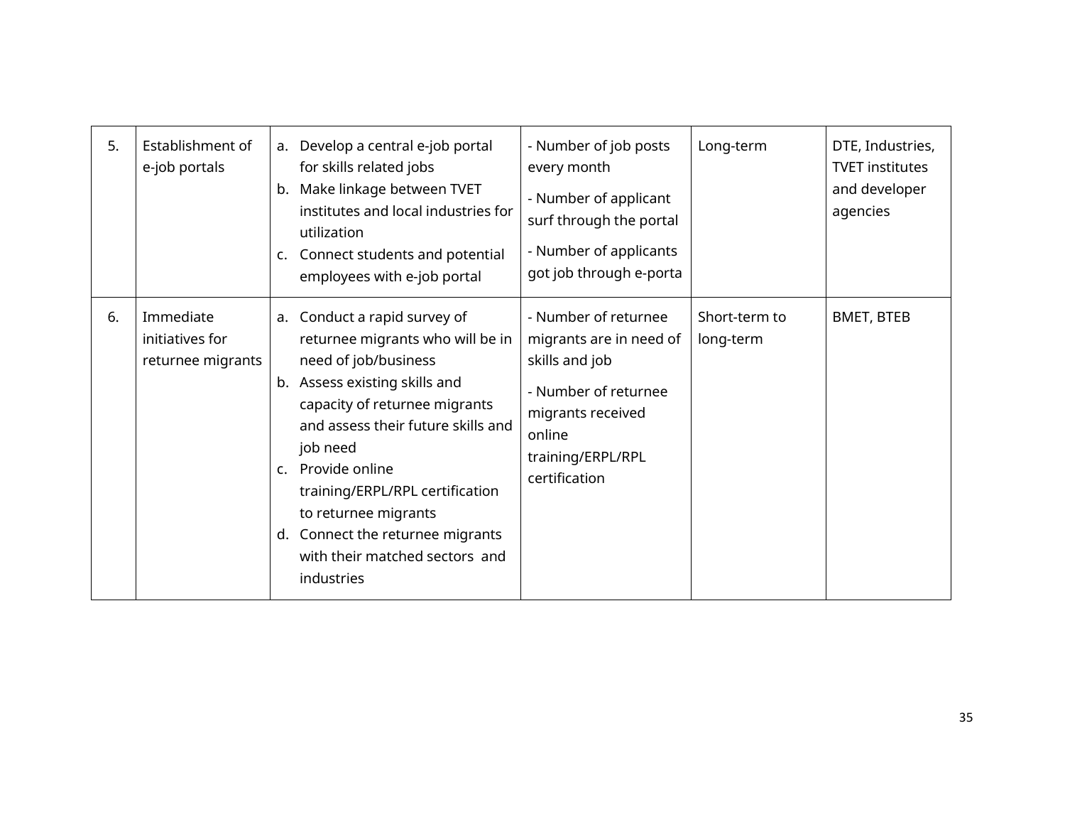| | | | | | |
|---|---|---|---|---|---|
| 5. | Establishment of e-job portals | a. Develop a central e-job portal for skills related jobs<br>b. Make linkage between TVET institutes and local industries for utilization<br>c. Connect students and potential employees with e-job portal | - Number of job posts every month<br>- Number of applicant surf through the portal<br>- Number of applicants got job through e-porta | Long-term | DTE, Industries, TVET institutes and developer agencies |
| 6. | Immediate initiatives for returnee migrants | a. Conduct a rapid survey of returnee migrants who will be in need of job/business<br>b. Assess existing skills and capacity of returnee migrants and assess their future skills and job need<br>c. Provide online training/ERPL/RPL certification to returnee migrants<br>d. Connect the returnee migrants with their matched sectors and industries | - Number of returnee migrants are in need of skills and job<br>- Number of returnee migrants received online training/ERPL/RPL certification | Short-term to long-term | BMET, BTEB |